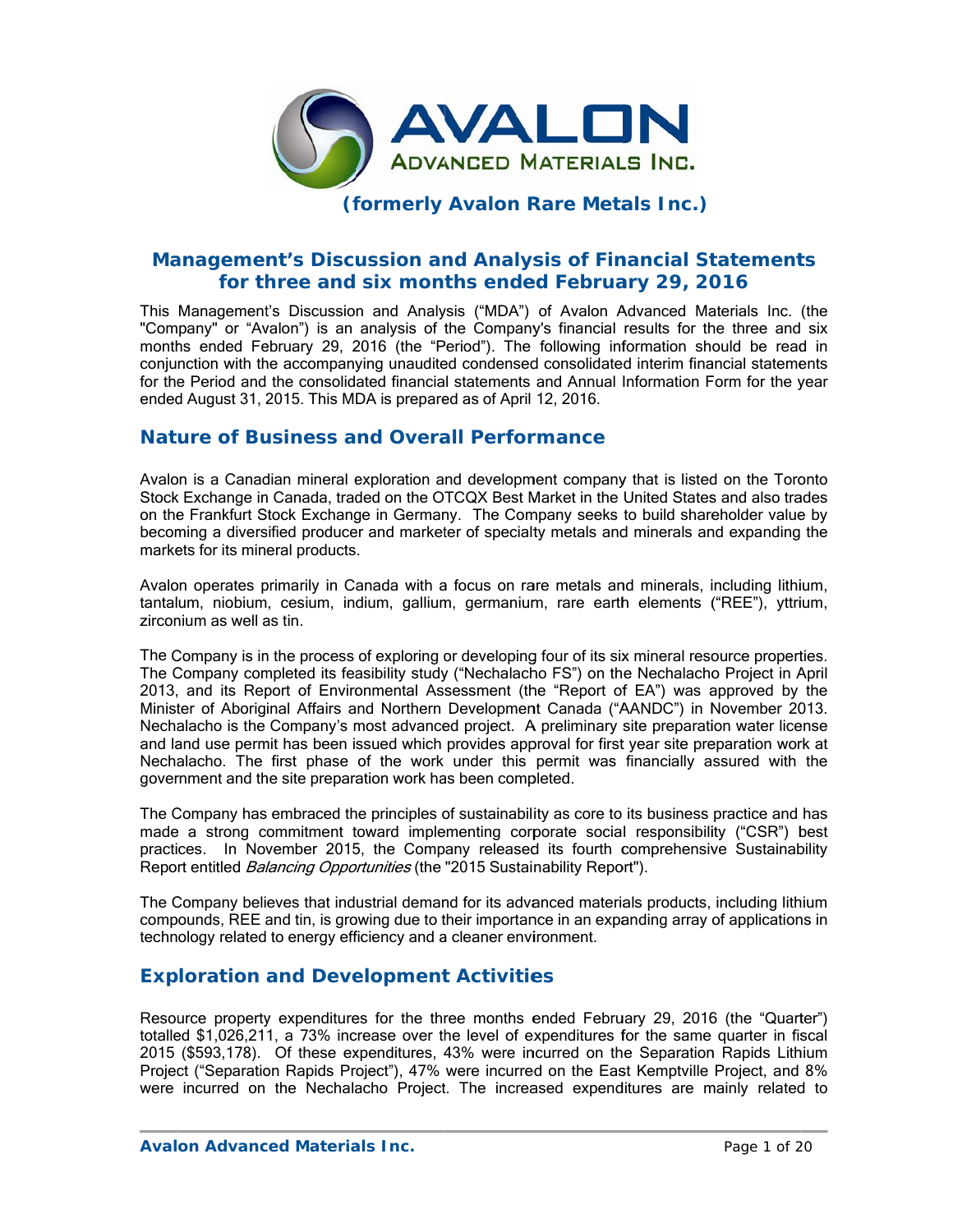# AVALON ADVANCED MATERIALS INC.

**(formerly Avalon Rare Metals Inc.)**

## Management's Discussion and Analysis of Financial Statements for three and six months ended February 29, 2016

This Management's Discussion and Analysis ("MDA") of Avalon Advanced Materials Inc. (the "Company" or "Avalon") is an analysis of the Company's financial results for the three and six months ended February 29, 2016 (the "Period"). The following information should be read in conjunction with the accompanying unaudited condensed consolidated interim financial statements for the Period and the consolidated financial statements and Annual Information Form for the year ended August 31, 2015. This MDA is prepared as of April 12, 2016.

## Nature of Business and Overall Performance

Avalon is a Canadian mineral exploration and development company that is listed on the Toronto Stock Exchange in Canada, traded on the OTCQX Best Market in the United States and also trades on the Frankfurt Stock Exchange in Germany. The Company seeks to build shareholder value by becoming a diversified producer and marketer of specialty metals and minerals and expanding the markets for its mineral products.

Avalon operates primarily in Canada with a focus on rare metals and minerals, including lithium, tantalum, niobium, cesium, indium, gallium, germanium, rare earth elements ("REE"), yttrium, zirconium as well as tin.

The Company is in the process of exploring or developing four of its six mineral resource properties. The Company completed its feasibility study ("Nechalacho FS") on the Nechalacho Project in April 2013, and its Report of Environmental Assessment (the "Report of EA") was approved by the Minister of Aboriginal Affairs and Northern Development Canada ("AANDC") in November 2013. Nechalacho is the Company's most advanced project. A preliminary site preparation water license and land use permit has been issued which provides approval for first year site preparation work at Nechalacho. The first phase of the work under this permit was financially assured with the government and the site preparation work has been completed.

The Company has embraced the principles of sustainability as core to its business practice and has made a strong commitment toward implementing corporate social responsibility ("CSR") best practices. In November 2015, the Company released its fourth comprehensive Sustainability Report entitled *Balancing Opportunities* (the "2015 Sustainability Report").

The Company believes that industrial demand for its advanced materials products, including lithium compounds, REE and tin, is growing due to their importance in an expanding array of applications in technology related to energy efficiency and a cleaner environment.

## Exploration and Development Activities

Resource property expenditures for the three months ended February 29, 2016 (the "Quarter") totalled $1,026,211, a 73% increase over the level of expenditures for the same quarter in fiscal 2015 ($593,178). Of these expenditures, 43% were incurred on the Separation Rapids Lithium Project ("Separation Rapids Project"), 47% were incurred on the East Kemptville Project, and 8% were incurred on the Nechalacho Project. The increased expenditures are mainly related to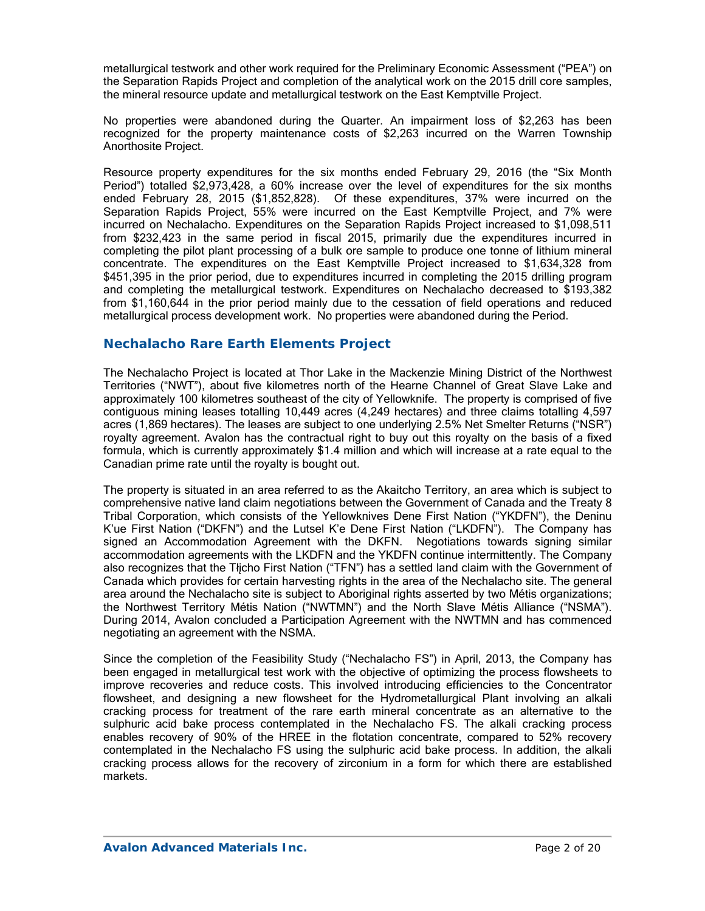metallurgical testwork and other work required for the Preliminary Economic Assessment ("PEA") on the Separation Rapids Project and completion of the analytical work on the 2015 drill core samples, the mineral resource update and metallurgical testwork on the East Kemptville Project.

No properties were abandoned during the Quarter. An impairment loss of $2,263 has been recognized for the property maintenance costs of $2,263 incurred on the Warren Township Anorthosite Project.

Resource property expenditures for the six months ended February 29, 2016 (the "Six Month Period") totalled $2,973,428, a 60% increase over the level of expenditures for the six months ended February 28, 2015 ($1,852,828). Of these expenditures, 37% were incurred on the Separation Rapids Project, 55% were incurred on the East Kemptville Project, and 7% were incurred on Nechalacho. Expenditures on the Separation Rapids Project increased to $1,098,511 from $232,423 in the same period in fiscal 2015, primarily due the expenditures incurred in completing the pilot plant processing of a bulk ore sample to produce one tonne of lithium mineral concentrate. The expenditures on the East Kemptville Project increased to $1,634,328 from $451,395 in the prior period, due to expenditures incurred in completing the 2015 drilling program and completing the metallurgical testwork. Expenditures on Nechalacho decreased to $193,382 from $1,160,644 in the prior period mainly due to the cessation of field operations and reduced metallurgical process development work. No properties were abandoned during the Period.

## Nechalacho Rare Earth Elements Project

The Nechalacho Project is located at Thor Lake in the Mackenzie Mining District of the Northwest Territories ("NWT"), about five kilometres north of the Hearne Channel of Great Slave Lake and approximately 100 kilometres southeast of the city of Yellowknife. The property is comprised of five contiguous mining leases totalling 10,449 acres (4,249 hectares) and three claims totalling 4,597 acres (1,869 hectares). The leases are subject to one underlying 2.5% Net Smelter Returns ("NSR") royalty agreement. Avalon has the contractual right to buy out this royalty on the basis of a fixed formula, which is currently approximately $1.4 million and which will increase at a rate equal to the Canadian prime rate until the royalty is bought out.

The property is situated in an area referred to as the Akaitcho Territory, an area which is subject to comprehensive native land claim negotiations between the Government of Canada and the Treaty 8 Tribal Corporation, which consists of the Yellowknives Dene First Nation ("YKDFN"), the Deninu K'ue First Nation ("DKFN") and the Lutsel K'e Dene First Nation ("LKDFN"). The Company has signed an Accommodation Agreement with the DKFN. Negotiations towards signing similar accommodation agreements with the LKDFN and the YKDFN continue intermittently. The Company also recognizes that the Tłįcho First Nation ("TFN") has a settled land claim with the Government of Canada which provides for certain harvesting rights in the area of the Nechalacho site. The general area around the Nechalacho site is subject to Aboriginal rights asserted by two Métis organizations; the Northwest Territory Métis Nation ("NWTMN") and the North Slave Métis Alliance ("NSMA"). During 2014, Avalon concluded a Participation Agreement with the NWTMN and has commenced negotiating an agreement with the NSMA.

Since the completion of the Feasibility Study ("Nechalacho FS") in April, 2013, the Company has been engaged in metallurgical test work with the objective of optimizing the process flowsheets to improve recoveries and reduce costs. This involved introducing efficiencies to the Concentrator flowsheet, and designing a new flowsheet for the Hydrometallurgical Plant involving an alkali cracking process for treatment of the rare earth mineral concentrate as an alternative to the sulphuric acid bake process contemplated in the Nechalacho FS. The alkali cracking process enables recovery of 90% of the HREE in the flotation concentrate, compared to 52% recovery contemplated in the Nechalacho FS using the sulphuric acid bake process. In addition, the alkali cracking process allows for the recovery of zirconium in a form for which there are established markets.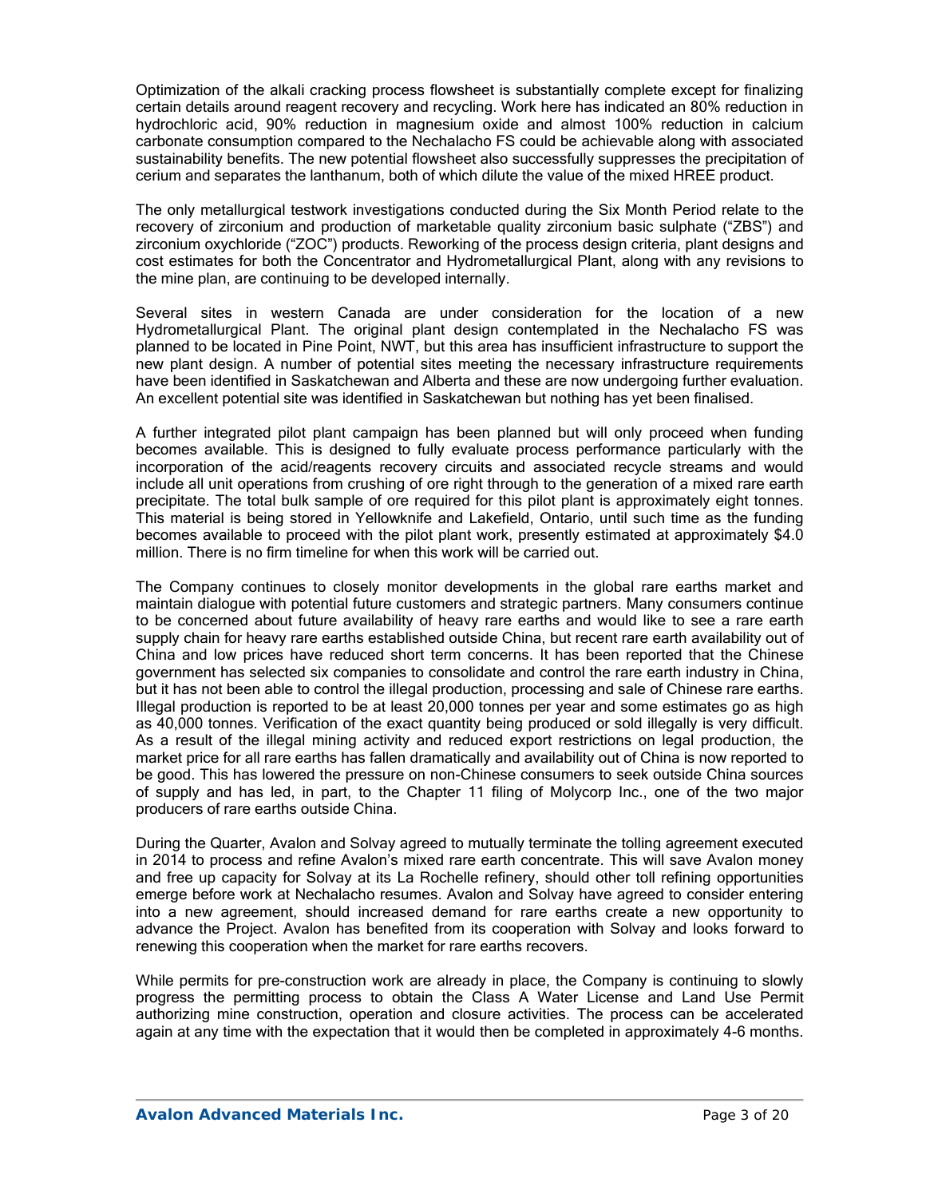Optimization of the alkali cracking process flowsheet is substantially complete except for finalizing certain details around reagent recovery and recycling. Work here has indicated an 80% reduction in hydrochloric acid, 90% reduction in magnesium oxide and almost 100% reduction in calcium carbonate consumption compared to the Nechalacho FS could be achievable along with associated sustainability benefits. The new potential flowsheet also successfully suppresses the precipitation of cerium and separates the lanthanum, both of which dilute the value of the mixed HREE product.

The only metallurgical testwork investigations conducted during the Six Month Period relate to the recovery of zirconium and production of marketable quality zirconium basic sulphate ("ZBS") and zirconium oxychloride ("ZOC") products. Reworking of the process design criteria, plant designs and cost estimates for both the Concentrator and Hydrometallurgical Plant, along with any revisions to the mine plan, are continuing to be developed internally.

Several sites in western Canada are under consideration for the location of a new Hydrometallurgical Plant. The original plant design contemplated in the Nechalacho FS was planned to be located in Pine Point, NWT, but this area has insufficient infrastructure to support the new plant design. A number of potential sites meeting the necessary infrastructure requirements have been identified in Saskatchewan and Alberta and these are now undergoing further evaluation. An excellent potential site was identified in Saskatchewan but nothing has yet been finalised.

A further integrated pilot plant campaign has been planned but will only proceed when funding becomes available. This is designed to fully evaluate process performance particularly with the incorporation of the acid/reagents recovery circuits and associated recycle streams and would include all unit operations from crushing of ore right through to the generation of a mixed rare earth precipitate. The total bulk sample of ore required for this pilot plant is approximately eight tonnes. This material is being stored in Yellowknife and Lakefield, Ontario, until such time as the funding becomes available to proceed with the pilot plant work, presently estimated at approximately $4.0 million. There is no firm timeline for when this work will be carried out.

The Company continues to closely monitor developments in the global rare earths market and maintain dialogue with potential future customers and strategic partners. Many consumers continue to be concerned about future availability of heavy rare earths and would like to see a rare earth supply chain for heavy rare earths established outside China, but recent rare earth availability out of China and low prices have reduced short term concerns. It has been reported that the Chinese government has selected six companies to consolidate and control the rare earth industry in China, but it has not been able to control the illegal production, processing and sale of Chinese rare earths. Illegal production is reported to be at least 20,000 tonnes per year and some estimates go as high as 40,000 tonnes. Verification of the exact quantity being produced or sold illegally is very difficult. As a result of the illegal mining activity and reduced export restrictions on legal production, the market price for all rare earths has fallen dramatically and availability out of China is now reported to be good. This has lowered the pressure on non-Chinese consumers to seek outside China sources of supply and has led, in part, to the Chapter 11 filing of Molycorp Inc., one of the two major producers of rare earths outside China.

During the Quarter, Avalon and Solvay agreed to mutually terminate the tolling agreement executed in 2014 to process and refine Avalon's mixed rare earth concentrate. This will save Avalon money and free up capacity for Solvay at its La Rochelle refinery, should other toll refining opportunities emerge before work at Nechalacho resumes. Avalon and Solvay have agreed to consider entering into a new agreement, should increased demand for rare earths create a new opportunity to advance the Project. Avalon has benefited from its cooperation with Solvay and looks forward to renewing this cooperation when the market for rare earths recovers.

While permits for pre-construction work are already in place, the Company is continuing to slowly progress the permitting process to obtain the Class A Water License and Land Use Permit authorizing mine construction, operation and closure activities. The process can be accelerated again at any time with the expectation that it would then be completed in approximately 4-6 months.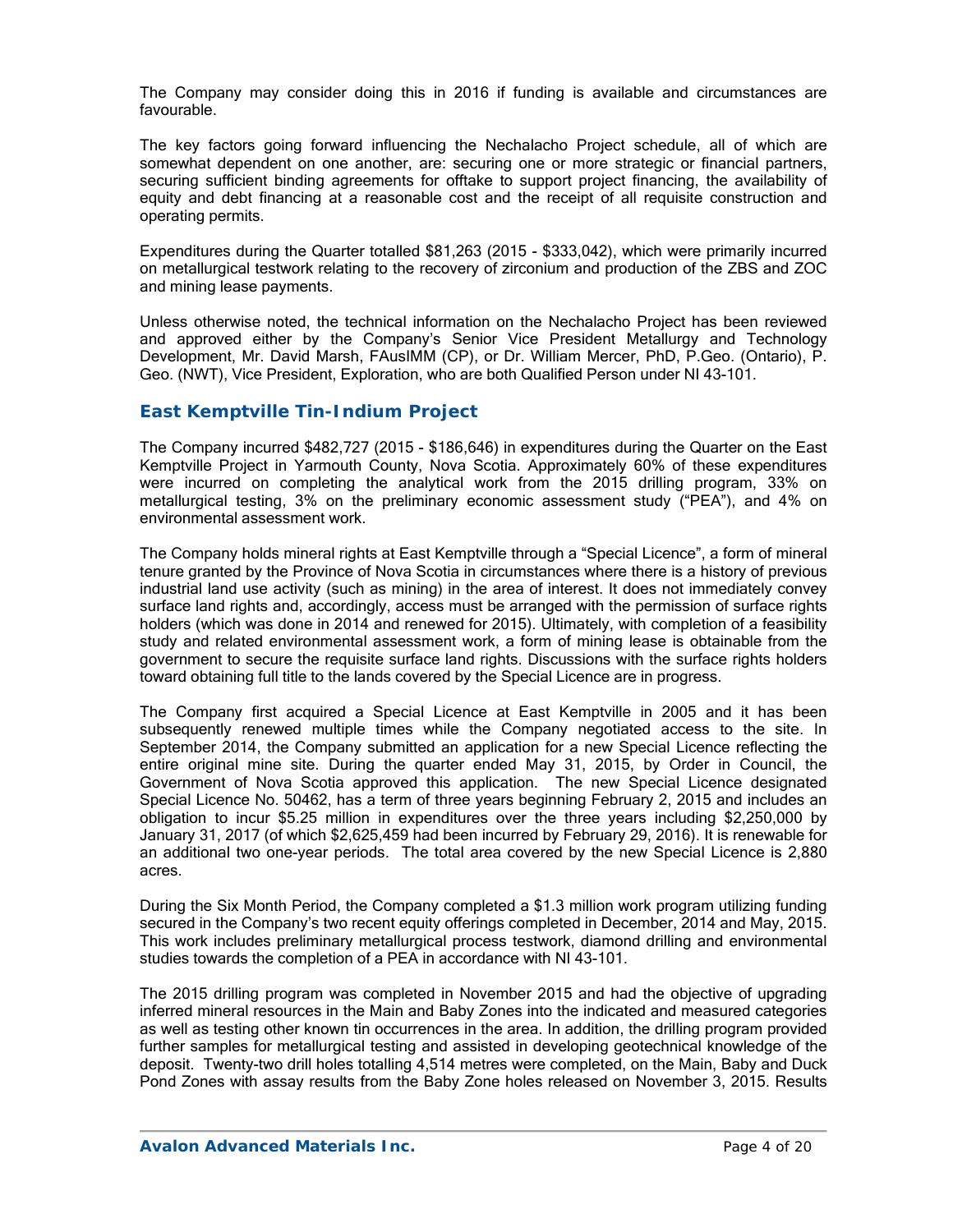The Company may consider doing this in 2016 if funding is available and circumstances are favourable.

The key factors going forward influencing the Nechalacho Project schedule, all of which are somewhat dependent on one another, are: securing one or more strategic or financial partners, securing sufficient binding agreements for offtake to support project financing, the availability of equity and debt financing at a reasonable cost and the receipt of all requisite construction and operating permits.

Expenditures during the Quarter totalled $81,263 (2015 - $333,042), which were primarily incurred on metallurgical testwork relating to the recovery of zirconium and production of the ZBS and ZOC and mining lease payments.

Unless otherwise noted, the technical information on the Nechalacho Project has been reviewed and approved either by the Company's Senior Vice President Metallurgy and Technology Development, Mr. David Marsh, FAusIMM (CP), or Dr. William Mercer, PhD, P.Geo. (Ontario), P. Geo. (NWT), Vice President, Exploration, who are both Qualified Person under NI 43-101.

## East Kemptville Tin-Indium Project

The Company incurred $482,727 (2015 - $186,646) in expenditures during the Quarter on the East Kemptville Project in Yarmouth County, Nova Scotia. Approximately 60% of these expenditures were incurred on completing the analytical work from the 2015 drilling program, 33% on metallurgical testing, 3% on the preliminary economic assessment study ("PEA"), and 4% on environmental assessment work.

The Company holds mineral rights at East Kemptville through a "Special Licence", a form of mineral tenure granted by the Province of Nova Scotia in circumstances where there is a history of previous industrial land use activity (such as mining) in the area of interest. It does not immediately convey surface land rights and, accordingly, access must be arranged with the permission of surface rights holders (which was done in 2014 and renewed for 2015). Ultimately, with completion of a feasibility study and related environmental assessment work, a form of mining lease is obtainable from the government to secure the requisite surface land rights. Discussions with the surface rights holders toward obtaining full title to the lands covered by the Special Licence are in progress.

The Company first acquired a Special Licence at East Kemptville in 2005 and it has been subsequently renewed multiple times while the Company negotiated access to the site. In September 2014, the Company submitted an application for a new Special Licence reflecting the entire original mine site. During the quarter ended May 31, 2015, by Order in Council, the Government of Nova Scotia approved this application. The new Special Licence designated Special Licence No. 50462, has a term of three years beginning February 2, 2015 and includes an obligation to incur $5.25 million in expenditures over the three years including $2,250,000 by January 31, 2017 (of which $2,625,459 had been incurred by February 29, 2016). It is renewable for an additional two one-year periods. The total area covered by the new Special Licence is 2,880 acres.

During the Six Month Period, the Company completed a $1.3 million work program utilizing funding secured in the Company's two recent equity offerings completed in December, 2014 and May, 2015. This work includes preliminary metallurgical process testwork, diamond drilling and environmental studies towards the completion of a PEA in accordance with NI 43-101.

The 2015 drilling program was completed in November 2015 and had the objective of upgrading inferred mineral resources in the Main and Baby Zones into the indicated and measured categories as well as testing other known tin occurrences in the area. In addition, the drilling program provided further samples for metallurgical testing and assisted in developing geotechnical knowledge of the deposit. Twenty-two drill holes totalling 4,514 metres were completed, on the Main, Baby and Duck Pond Zones with assay results from the Baby Zone holes released on November 3, 2015. Results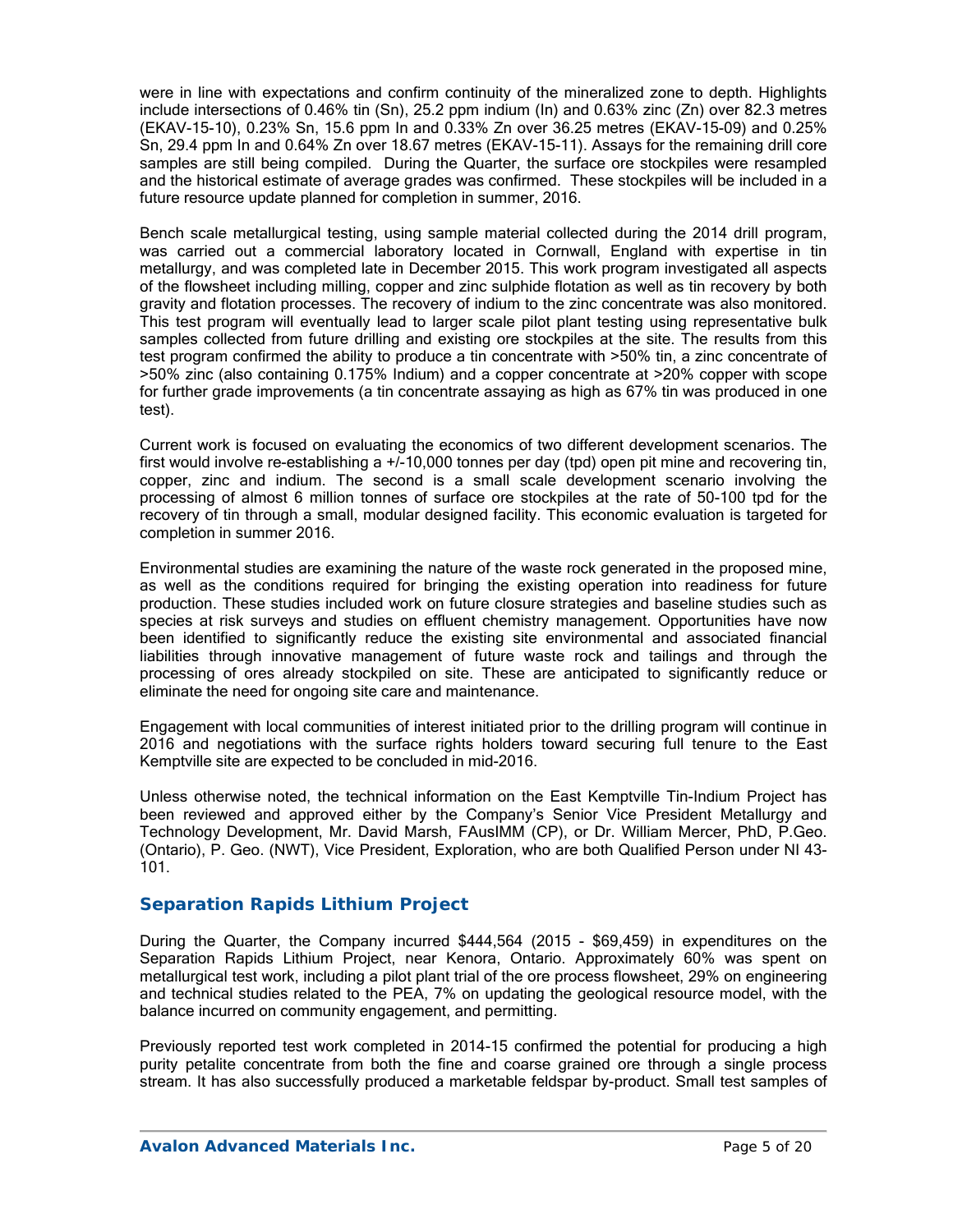were in line with expectations and confirm continuity of the mineralized zone to depth. Highlights include intersections of 0.46% tin (Sn), 25.2 ppm indium (In) and 0.63% zinc (Zn) over 82.3 metres (EKAV-15-10), 0.23% Sn, 15.6 ppm In and 0.33% Zn over 36.25 metres (EKAV-15-09) and 0.25% Sn, 29.4 ppm In and 0.64% Zn over 18.67 metres (EKAV-15-11). Assays for the remaining drill core samples are still being compiled. During the Quarter, the surface ore stockpiles were resampled and the historical estimate of average grades was confirmed. These stockpiles will be included in a future resource update planned for completion in summer, 2016.

Bench scale metallurgical testing, using sample material collected during the 2014 drill program, was carried out a commercial laboratory located in Cornwall, England with expertise in tin metallurgy, and was completed late in December 2015. This work program investigated all aspects of the flowsheet including milling, copper and zinc sulphide flotation as well as tin recovery by both gravity and flotation processes. The recovery of indium to the zinc concentrate was also monitored. This test program will eventually lead to larger scale pilot plant testing using representative bulk samples collected from future drilling and existing ore stockpiles at the site. The results from this test program confirmed the ability to produce a tin concentrate with >50% tin, a zinc concentrate of >50% zinc (also containing 0.175% Indium) and a copper concentrate at >20% copper with scope for further grade improvements (a tin concentrate assaying as high as 67% tin was produced in one test).

Current work is focused on evaluating the economics of two different development scenarios. The first would involve re-establishing a +/-10,000 tonnes per day (tpd) open pit mine and recovering tin, copper, zinc and indium. The second is a small scale development scenario involving the processing of almost 6 million tonnes of surface ore stockpiles at the rate of 50-100 tpd for the recovery of tin through a small, modular designed facility. This economic evaluation is targeted for completion in summer 2016.

Environmental studies are examining the nature of the waste rock generated in the proposed mine, as well as the conditions required for bringing the existing operation into readiness for future production. These studies included work on future closure strategies and baseline studies such as species at risk surveys and studies on effluent chemistry management. Opportunities have now been identified to significantly reduce the existing site environmental and associated financial liabilities through innovative management of future waste rock and tailings and through the processing of ores already stockpiled on site. These are anticipated to significantly reduce or eliminate the need for ongoing site care and maintenance.

Engagement with local communities of interest initiated prior to the drilling program will continue in 2016 and negotiations with the surface rights holders toward securing full tenure to the East Kemptville site are expected to be concluded in mid-2016.

Unless otherwise noted, the technical information on the East Kemptville Tin-Indium Project has been reviewed and approved either by the Company's Senior Vice President Metallurgy and Technology Development, Mr. David Marsh, FAusIMM (CP), or Dr. William Mercer, PhD, P.Geo. (Ontario), P. Geo. (NWT), Vice President, Exploration, who are both Qualified Person under NI 43-101.

## Separation Rapids Lithium Project

During the Quarter, the Company incurred $444,564 (2015 - $69,459) in expenditures on the Separation Rapids Lithium Project, near Kenora, Ontario. Approximately 60% was spent on metallurgical test work, including a pilot plant trial of the ore process flowsheet, 29% on engineering and technical studies related to the PEA, 7% on updating the geological resource model, with the balance incurred on community engagement, and permitting.

Previously reported test work completed in 2014-15 confirmed the potential for producing a high purity petalite concentrate from both the fine and coarse grained ore through a single process stream. It has also successfully produced a marketable feldspar by-product. Small test samples of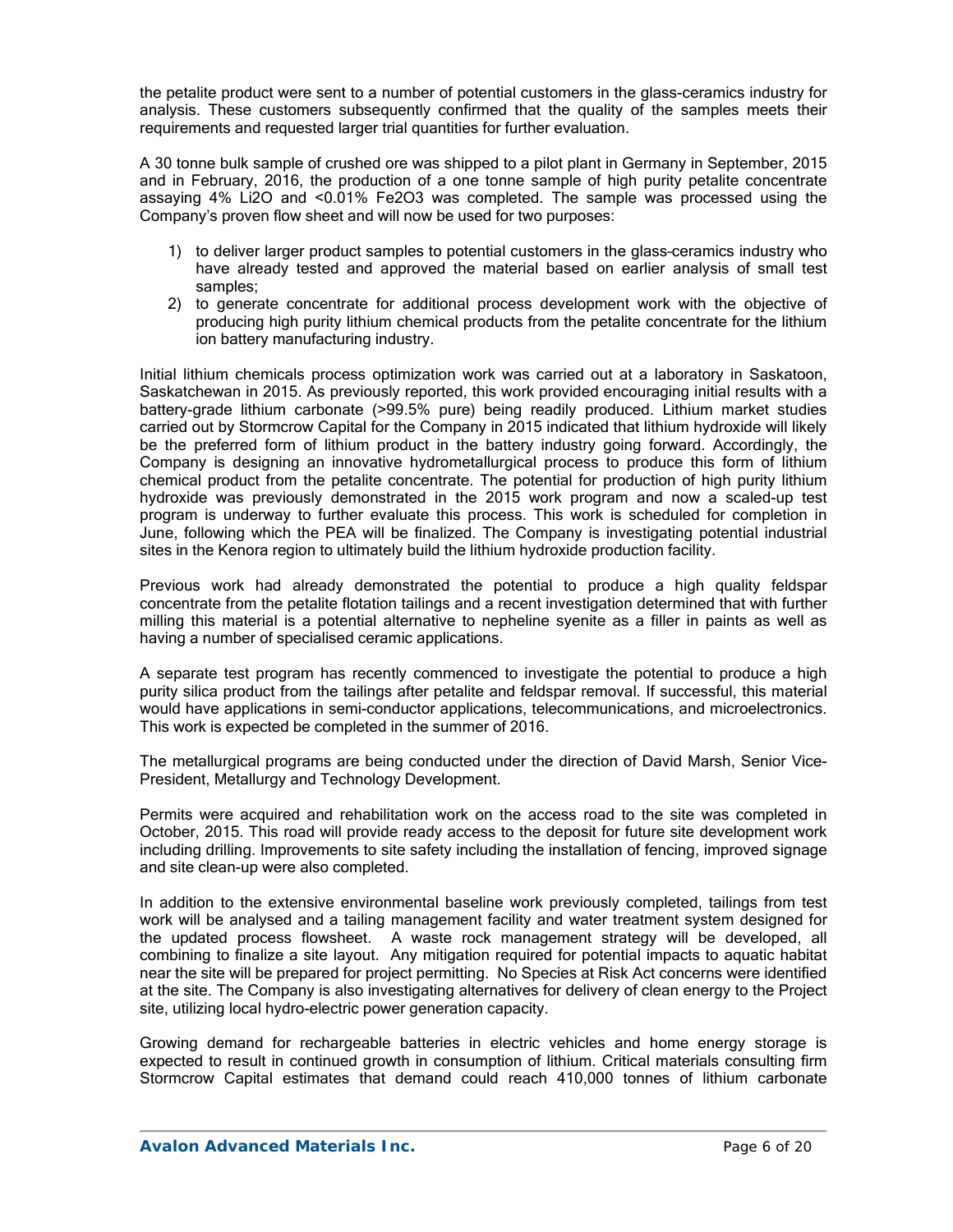the petalite product were sent to a number of potential customers in the glass-ceramics industry for analysis. These customers subsequently confirmed that the quality of the samples meets their requirements and requested larger trial quantities for further evaluation.

A 30 tonne bulk sample of crushed ore was shipped to a pilot plant in Germany in September, 2015 and in February, 2016, the production of a one tonne sample of high purity petalite concentrate assaying 4% $Li_2O$ and <0.01% $Fe_2O_3$ was completed. The sample was processed using the Company's proven flow sheet and will now be used for two purposes:

1) to deliver larger product samples to potential customers in the glass-ceramics industry who have already tested and approved the material based on earlier analysis of small test samples;
2) to generate concentrate for additional process development work with the objective of producing high purity lithium chemical products from the petalite concentrate for the lithium ion battery manufacturing industry.

Initial lithium chemicals process optimization work was carried out at a laboratory in Saskatoon, Saskatchewan in 2015. As previously reported, this work provided encouraging initial results with a battery-grade lithium carbonate (>99.5% pure) being readily produced. Lithium market studies carried out by Stormcrow Capital for the Company in 2015 indicated that lithium hydroxide will likely be the preferred form of lithium product in the battery industry going forward. Accordingly, the Company is designing an innovative hydrometallurgical process to produce this form of lithium chemical product from the petalite concentrate. The potential for production of high purity lithium hydroxide was previously demonstrated in the 2015 work program and now a scaled-up test program is underway to further evaluate this process. This work is scheduled for completion in June, following which the PEA will be finalized. The Company is investigating potential industrial sites in the Kenora region to ultimately build the lithium hydroxide production facility.

Previous work had already demonstrated the potential to produce a high quality feldspar concentrate from the petalite flotation tailings and a recent investigation determined that with further milling this material is a potential alternative to nepheline syenite as a filler in paints as well as having a number of specialised ceramic applications.

A separate test program has recently commenced to investigate the potential to produce a high purity silica product from the tailings after petalite and feldspar removal. If successful, this material would have applications in semi-conductor applications, telecommunications, and microelectronics. This work is expected be completed in the summer of 2016.

The metallurgical programs are being conducted under the direction of David Marsh, Senior Vice-President, Metallurgy and Technology Development.

Permits were acquired and rehabilitation work on the access road to the site was completed in October, 2015. This road will provide ready access to the deposit for future site development work including drilling. Improvements to site safety including the installation of fencing, improved signage and site clean-up were also completed.

In addition to the extensive environmental baseline work previously completed, tailings from test work will be analysed and a tailing management facility and water treatment system designed for the updated process flowsheet. A waste rock management strategy will be developed, all combining to finalize a site layout. Any mitigation required for potential impacts to aquatic habitat near the site will be prepared for project permitting. No Species at Risk Act concerns were identified at the site. The Company is also investigating alternatives for delivery of clean energy to the Project site, utilizing local hydro-electric power generation capacity.

Growing demand for rechargeable batteries in electric vehicles and home energy storage is expected to result in continued growth in consumption of lithium. Critical materials consulting firm Stormcrow Capital estimates that demand could reach 410,000 tonnes of lithium carbonate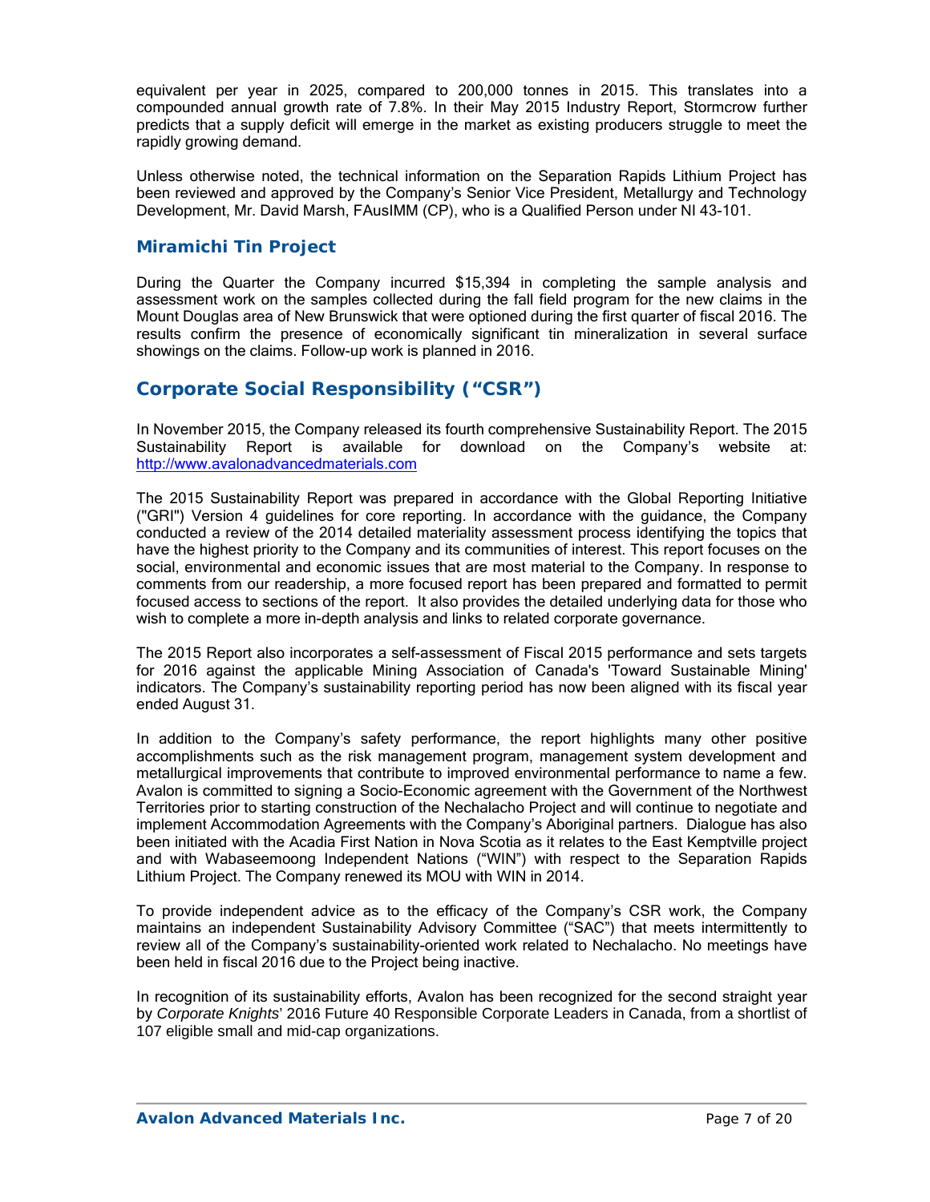equivalent per year in 2025, compared to 200,000 tonnes in 2015. This translates into a compounded annual growth rate of 7.8%. In their May 2015 Industry Report, Stormcrow further predicts that a supply deficit will emerge in the market as existing producers struggle to meet the rapidly growing demand.

Unless otherwise noted, the technical information on the Separation Rapids Lithium Project has been reviewed and approved by the Company's Senior Vice President, Metallurgy and Technology Development, Mr. David Marsh, FAusIMM (CP), who is a Qualified Person under NI 43-101.

### Miramichi Tin Project

During the Quarter the Company incurred $15,394 in completing the sample analysis and assessment work on the samples collected during the fall field program for the new claims in the Mount Douglas area of New Brunswick that were optioned during the first quarter of fiscal 2016. The results confirm the presence of economically significant tin mineralization in several surface showings on the claims. Follow-up work is planned in 2016.

## Corporate Social Responsibility ("CSR")

In November 2015, the Company released its fourth comprehensive Sustainability Report. The 2015 Sustainability Report is available for download on the Company's website at: http://www.avalonadvancedmaterials.com

The 2015 Sustainability Report was prepared in accordance with the Global Reporting Initiative ("GRI") Version 4 guidelines for core reporting. In accordance with the guidance, the Company conducted a review of the 2014 detailed materiality assessment process identifying the topics that have the highest priority to the Company and its communities of interest. This report focuses on the social, environmental and economic issues that are most material to the Company. In response to comments from our readership, a more focused report has been prepared and formatted to permit focused access to sections of the report. It also provides the detailed underlying data for those who wish to complete a more in-depth analysis and links to related corporate governance.

The 2015 Report also incorporates a self-assessment of Fiscal 2015 performance and sets targets for 2016 against the applicable Mining Association of Canada's 'Toward Sustainable Mining' indicators. The Company's sustainability reporting period has now been aligned with its fiscal year ended August 31.

In addition to the Company's safety performance, the report highlights many other positive accomplishments such as the risk management program, management system development and metallurgical improvements that contribute to improved environmental performance to name a few. Avalon is committed to signing a Socio-Economic agreement with the Government of the Northwest Territories prior to starting construction of the Nechalacho Project and will continue to negotiate and implement Accommodation Agreements with the Company's Aboriginal partners. Dialogue has also been initiated with the Acadia First Nation in Nova Scotia as it relates to the East Kemptville project and with Wabaseemoong Independent Nations ("WIN") with respect to the Separation Rapids Lithium Project. The Company renewed its MOU with WIN in 2014.

To provide independent advice as to the efficacy of the Company's CSR work, the Company maintains an independent Sustainability Advisory Committee ("SAC") that meets intermittently to review all of the Company's sustainability-oriented work related to Nechalacho. No meetings have been held in fiscal 2016 due to the Project being inactive.

In recognition of its sustainability efforts, Avalon has been recognized for the second straight year by *Corporate Knights*' 2016 Future 40 Responsible Corporate Leaders in Canada, from a shortlist of 107 eligible small and mid-cap organizations.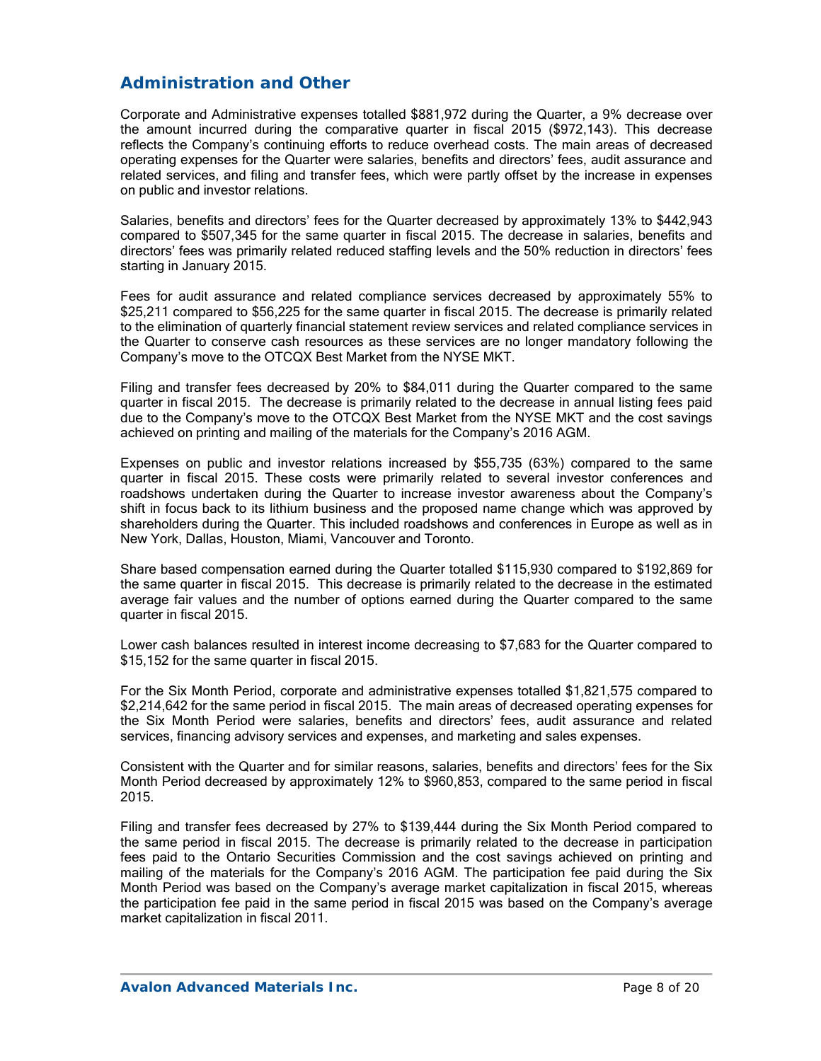## Administration and Other

Corporate and Administrative expenses totalled $881,972 during the Quarter, a 9% decrease over the amount incurred during the comparative quarter in fiscal 2015 ($972,143). This decrease reflects the Company's continuing efforts to reduce overhead costs. The main areas of decreased operating expenses for the Quarter were salaries, benefits and directors' fees, audit assurance and related services, and filing and transfer fees, which were partly offset by the increase in expenses on public and investor relations.

Salaries, benefits and directors' fees for the Quarter decreased by approximately 13% to $442,943 compared to $507,345 for the same quarter in fiscal 2015. The decrease in salaries, benefits and directors' fees was primarily related reduced staffing levels and the 50% reduction in directors' fees starting in January 2015.

Fees for audit assurance and related compliance services decreased by approximately 55% to $25,211 compared to $56,225 for the same quarter in fiscal 2015. The decrease is primarily related to the elimination of quarterly financial statement review services and related compliance services in the Quarter to conserve cash resources as these services are no longer mandatory following the Company's move to the OTCQX Best Market from the NYSE MKT.

Filing and transfer fees decreased by 20% to $84,011 during the Quarter compared to the same quarter in fiscal 2015. The decrease is primarily related to the decrease in annual listing fees paid due to the Company's move to the OTCQX Best Market from the NYSE MKT and the cost savings achieved on printing and mailing of the materials for the Company's 2016 AGM.

Expenses on public and investor relations increased by $55,735 (63%) compared to the same quarter in fiscal 2015. These costs were primarily related to several investor conferences and roadshows undertaken during the Quarter to increase investor awareness about the Company's shift in focus back to its lithium business and the proposed name change which was approved by shareholders during the Quarter. This included roadshows and conferences in Europe as well as in New York, Dallas, Houston, Miami, Vancouver and Toronto.

Share based compensation earned during the Quarter totalled $115,930 compared to $192,869 for the same quarter in fiscal 2015. This decrease is primarily related to the decrease in the estimated average fair values and the number of options earned during the Quarter compared to the same quarter in fiscal 2015.

Lower cash balances resulted in interest income decreasing to $7,683 for the Quarter compared to $15,152 for the same quarter in fiscal 2015.

For the Six Month Period, corporate and administrative expenses totalled $1,821,575 compared to $2,214,642 for the same period in fiscal 2015. The main areas of decreased operating expenses for the Six Month Period were salaries, benefits and directors' fees, audit assurance and related services, financing advisory services and expenses, and marketing and sales expenses.

Consistent with the Quarter and for similar reasons, salaries, benefits and directors' fees for the Six Month Period decreased by approximately 12% to $960,853, compared to the same period in fiscal 2015.

Filing and transfer fees decreased by 27% to $139,444 during the Six Month Period compared to the same period in fiscal 2015. The decrease is primarily related to the decrease in participation fees paid to the Ontario Securities Commission and the cost savings achieved on printing and mailing of the materials for the Company's 2016 AGM. The participation fee paid during the Six Month Period was based on the Company's average market capitalization in fiscal 2015, whereas the participation fee paid in the same period in fiscal 2015 was based on the Company's average market capitalization in fiscal 2011.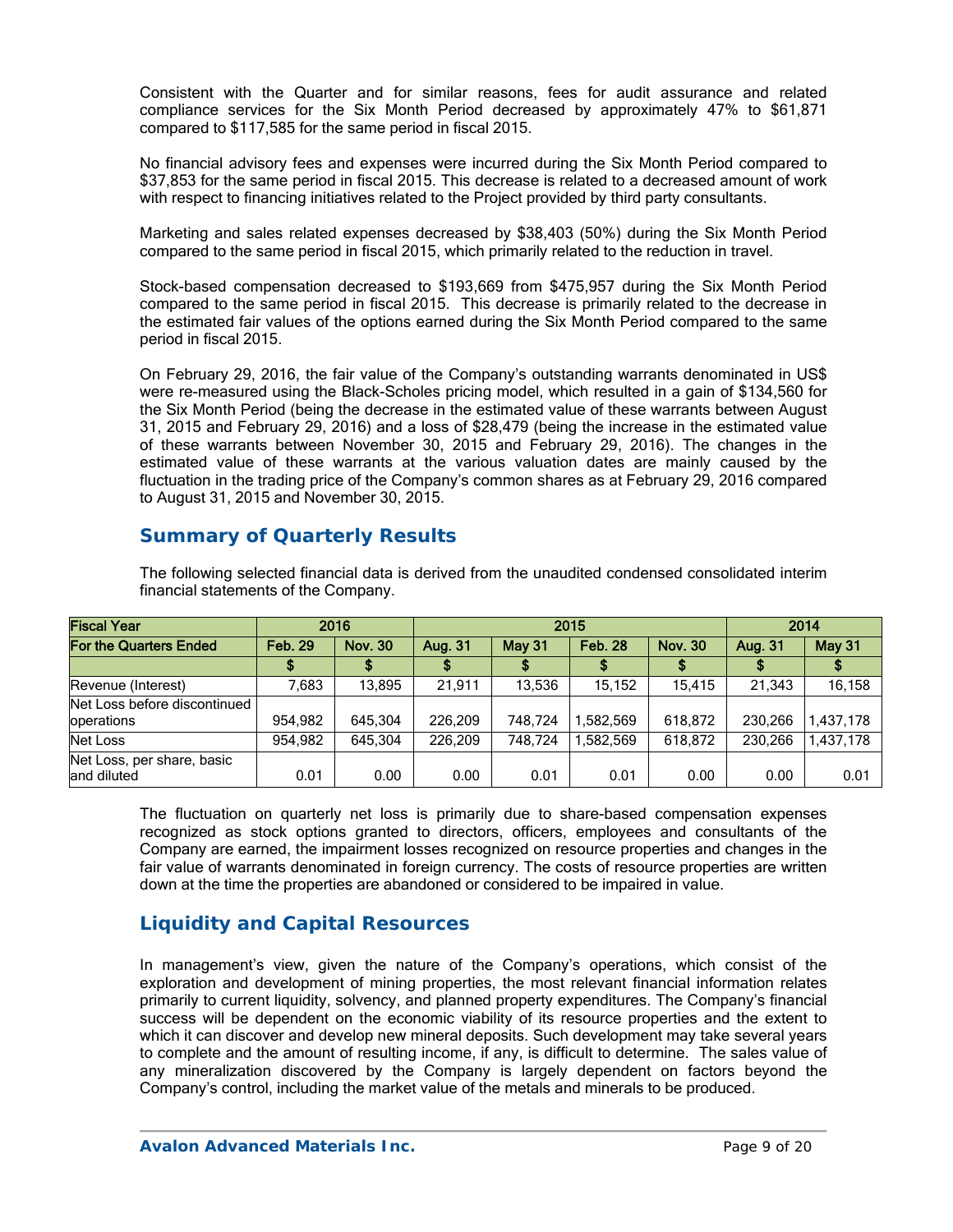Consistent with the Quarter and for similar reasons, fees for audit assurance and related compliance services for the Six Month Period decreased by approximately 47% to $61,871 compared to $117,585 for the same period in fiscal 2015.

No financial advisory fees and expenses were incurred during the Six Month Period compared to $37,853 for the same period in fiscal 2015. This decrease is related to a decreased amount of work with respect to financing initiatives related to the Project provided by third party consultants.

Marketing and sales related expenses decreased by $38,403 (50%) during the Six Month Period compared to the same period in fiscal 2015, which primarily related to the reduction in travel.

Stock-based compensation decreased to $193,669 from $475,957 during the Six Month Period compared to the same period in fiscal 2015. This decrease is primarily related to the decrease in the estimated fair values of the options earned during the Six Month Period compared to the same period in fiscal 2015.

On February 29, 2016, the fair value of the Company's outstanding warrants denominated in US$ were re-measured using the Black-Scholes pricing model, which resulted in a gain of $134,560 for the Six Month Period (being the decrease in the estimated value of these warrants between August 31, 2015 and February 29, 2016) and a loss of $28,479 (being the increase in the estimated value of these warrants between November 30, 2015 and February 29, 2016). The changes in the estimated value of these warrants at the various valuation dates are mainly caused by the fluctuation in the trading price of the Company's common shares as at February 29, 2016 compared to August 31, 2015 and November 30, 2015.

## Summary of Quarterly Results

The following selected financial data is derived from the unaudited condensed consolidated interim financial statements of the Company.

| Fiscal Year | 2016 | | 2015 | | | | 2014 | |
|---|---|---|---|---|---|---|---|---|
| For the Quarters Ended | Feb. 29 | Nov. 30 | Aug. 31 | May 31 | Feb. 28 | Nov. 30 | Aug. 31 | May 31 |
| | $ | $ | $ | $ | $ | $ | $ | $ |
| Revenue (Interest) | 7,683 | 13,895 | 21,911 | 13,536 | 15,152 | 15,415 | 21,343 | 16,158 |
| Net Loss before discontinued operations | 954,982 | 645,304 | 226,209 | 748,724 | 1,582,569 | 618,872 | 230,266 | 1,437,178 |
| Net Loss | 954,982 | 645,304 | 226,209 | 748,724 | 1,582,569 | 618,872 | 230,266 | 1,437,178 |
| Net Loss, per share, basic and diluted | 0.01 | 0.00 | 0.00 | 0.01 | 0.01 | 0.00 | 0.00 | 0.01 |

The fluctuation on quarterly net loss is primarily due to share-based compensation expenses recognized as stock options granted to directors, officers, employees and consultants of the Company are earned, the impairment losses recognized on resource properties and changes in the fair value of warrants denominated in foreign currency. The costs of resource properties are written down at the time the properties are abandoned or considered to be impaired in value.

## Liquidity and Capital Resources

In management's view, given the nature of the Company's operations, which consist of the exploration and development of mining properties, the most relevant financial information relates primarily to current liquidity, solvency, and planned property expenditures. The Company's financial success will be dependent on the economic viability of its resource properties and the extent to which it can discover and develop new mineral deposits. Such development may take several years to complete and the amount of resulting income, if any, is difficult to determine. The sales value of any mineralization discovered by the Company is largely dependent on factors beyond the Company's control, including the market value of the metals and minerals to be produced.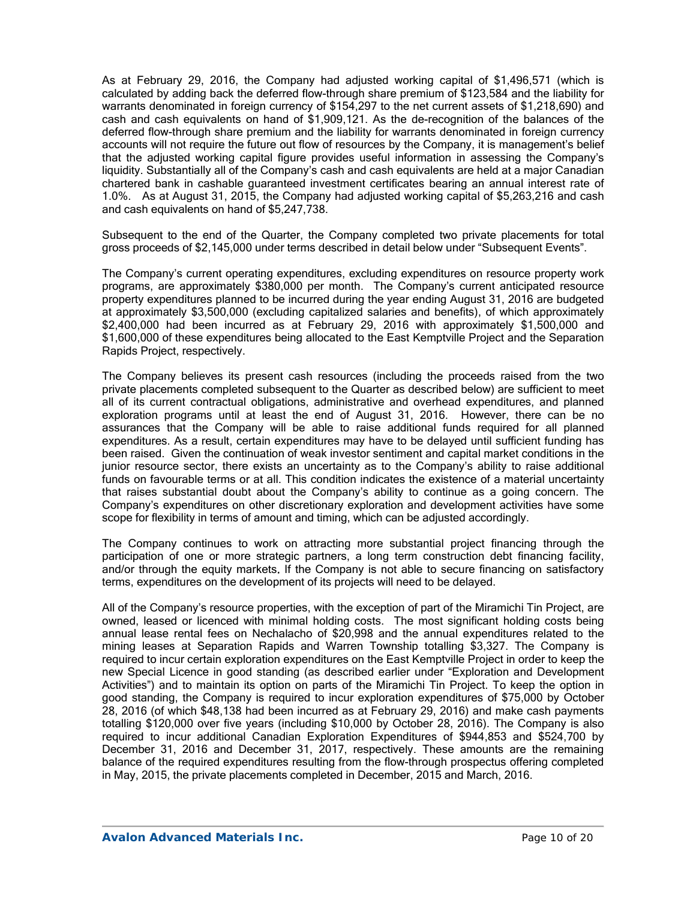As at February 29, 2016, the Company had adjusted working capital of $1,496,571 (which is calculated by adding back the deferred flow-through share premium of $123,584 and the liability for warrants denominated in foreign currency of $154,297 to the net current assets of $1,218,690) and cash and cash equivalents on hand of $1,909,121. As the de-recognition of the balances of the deferred flow-through share premium and the liability for warrants denominated in foreign currency accounts will not require the future out flow of resources by the Company, it is management's belief that the adjusted working capital figure provides useful information in assessing the Company's liquidity. Substantially all of the Company's cash and cash equivalents are held at a major Canadian chartered bank in cashable guaranteed investment certificates bearing an annual interest rate of 1.0%. As at August 31, 2015, the Company had adjusted working capital of $5,263,216 and cash and cash equivalents on hand of $5,247,738.

Subsequent to the end of the Quarter, the Company completed two private placements for total gross proceeds of $2,145,000 under terms described in detail below under "Subsequent Events".

The Company's current operating expenditures, excluding expenditures on resource property work programs, are approximately $380,000 per month. The Company's current anticipated resource property expenditures planned to be incurred during the year ending August 31, 2016 are budgeted at approximately $3,500,000 (excluding capitalized salaries and benefits), of which approximately $2,400,000 had been incurred as at February 29, 2016 with approximately $1,500,000 and $1,600,000 of these expenditures being allocated to the East Kemptville Project and the Separation Rapids Project, respectively.

The Company believes its present cash resources (including the proceeds raised from the two private placements completed subsequent to the Quarter as described below) are sufficient to meet all of its current contractual obligations, administrative and overhead expenditures, and planned exploration programs until at least the end of August 31, 2016. However, there can be no assurances that the Company will be able to raise additional funds required for all planned expenditures. As a result, certain expenditures may have to be delayed until sufficient funding has been raised. Given the continuation of weak investor sentiment and capital market conditions in the junior resource sector, there exists an uncertainty as to the Company's ability to raise additional funds on favourable terms or at all. This condition indicates the existence of a material uncertainty that raises substantial doubt about the Company's ability to continue as a going concern. The Company's expenditures on other discretionary exploration and development activities have some scope for flexibility in terms of amount and timing, which can be adjusted accordingly.

The Company continues to work on attracting more substantial project financing through the participation of one or more strategic partners, a long term construction debt financing facility, and/or through the equity markets. If the Company is not able to secure financing on satisfactory terms, expenditures on the development of its projects will need to be delayed.

All of the Company's resource properties, with the exception of part of the Miramichi Tin Project, are owned, leased or licenced with minimal holding costs. The most significant holding costs being annual lease rental fees on Nechalacho of $20,998 and the annual expenditures related to the mining leases at Separation Rapids and Warren Township totalling $3,327. The Company is required to incur certain exploration expenditures on the East Kemptville Project in order to keep the new Special Licence in good standing (as described earlier under "Exploration and Development Activities") and to maintain its option on parts of the Miramichi Tin Project. To keep the option in good standing, the Company is required to incur exploration expenditures of $75,000 by October 28, 2016 (of which $48,138 had been incurred as at February 29, 2016) and make cash payments totalling $120,000 over five years (including $10,000 by October 28, 2016). The Company is also required to incur additional Canadian Exploration Expenditures of $944,853 and $524,700 by December 31, 2016 and December 31, 2017, respectively. These amounts are the remaining balance of the required expenditures resulting from the flow-through prospectus offering completed in May, 2015, the private placements completed in December, 2015 and March, 2016.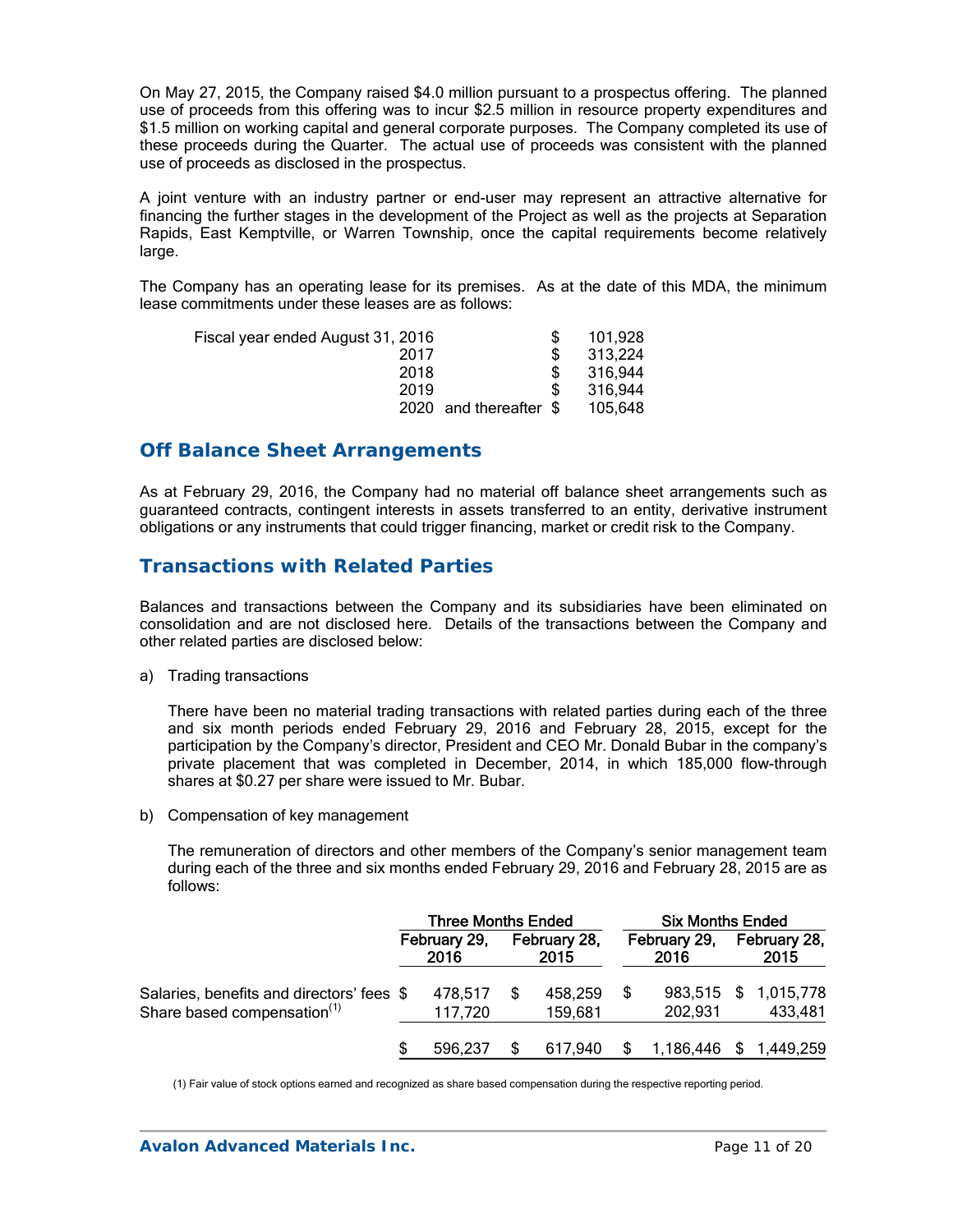On May 27, 2015, the Company raised $4.0 million pursuant to a prospectus offering. The planned use of proceeds from this offering was to incur $2.5 million in resource property expenditures and $1.5 million on working capital and general corporate purposes. The Company completed its use of these proceeds during the Quarter. The actual use of proceeds was consistent with the planned use of proceeds as disclosed in the prospectus.

A joint venture with an industry partner or end-user may represent an attractive alternative for financing the further stages in the development of the Project as well as the projects at Separation Rapids, East Kemptville, or Warren Township, once the capital requirements become relatively large.

The Company has an operating lease for its premises. As at the date of this MDA, the minimum lease commitments under these leases are as follows:

| | | |
|---|---|---|
| Fiscal year ended August 31, 2016 | $ | 101,928 |
| 2017 | $ | 313,224 |
| 2018 | $ | 316,944 |
| 2019 | $ | 316,944 |
| 2020 and thereafter | $ | 105,648 |

## Off Balance Sheet Arrangements

As at February 29, 2016, the Company had no material off balance sheet arrangements such as guaranteed contracts, contingent interests in assets transferred to an entity, derivative instrument obligations or any instruments that could trigger financing, market or credit risk to the Company.

## Transactions with Related Parties

Balances and transactions between the Company and its subsidiaries have been eliminated on consolidation and are not disclosed here. Details of the transactions between the Company and other related parties are disclosed below:

a) Trading transactions

There have been no material trading transactions with related parties during each of the three and six month periods ended February 29, 2016 and February 28, 2015, except for the participation by the Company's director, President and CEO Mr. Donald Bubar in the company's private placement that was completed in December, 2014, in which 185,000 flow-through shares at $0.27 per share were issued to Mr. Bubar.

b) Compensation of key management

The remuneration of directors and other members of the Company's senior management team during each of the three and six months ended February 29, 2016 and February 28, 2015 are as follows:

| | Three Months Ended | | Six Months Ended | |
|---|---|---|---|---|
| | February 29, 2016 | February 28, 2015 | February 29, 2016 | February 28, 2015 |
| Salaries, benefits and directors' fees | $ 478,517 | $ 458,259 | $ 983,515 | $ 1,015,778 |
| Share based compensation[(1)] | 117,720 | 159,681 | 202,931 | 433,481 |
| | $ 596,237 | $ 617,940 | $ 1,186,446 | $ 1,449,259 |

(1) Fair value of stock options earned and recognized as share based compensation during the respective reporting period.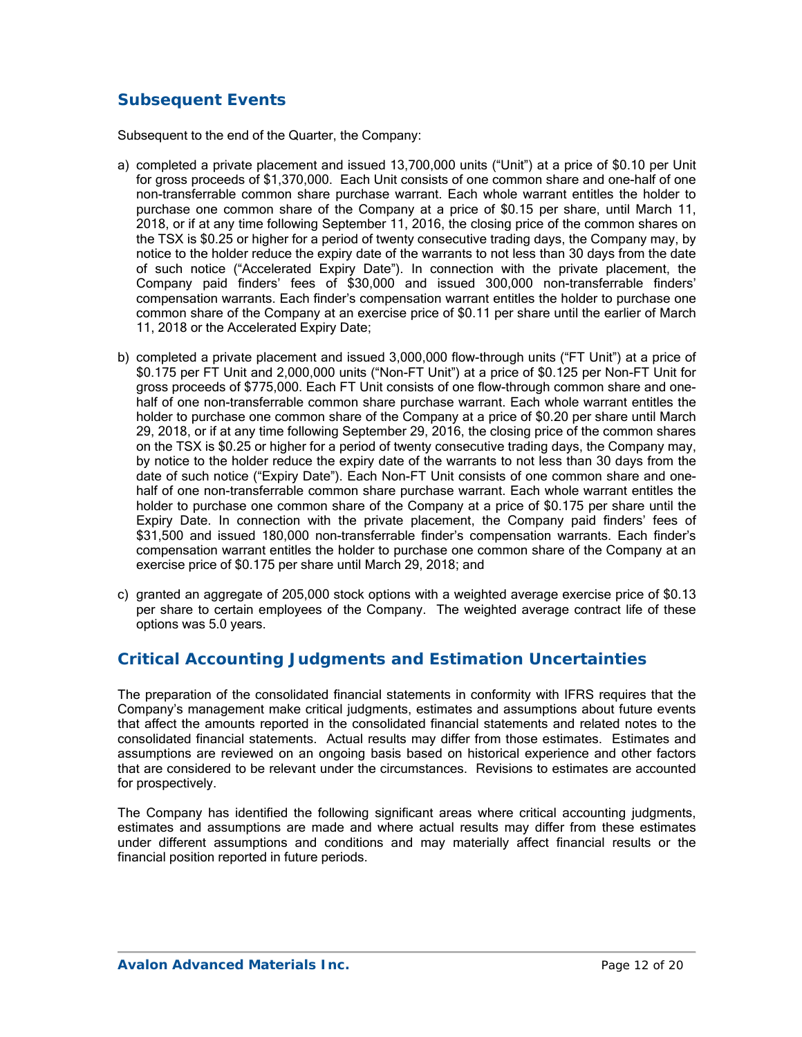## Subsequent Events

Subsequent to the end of the Quarter, the Company:

a) completed a private placement and issued 13,700,000 units ("Unit") at a price of $0.10 per Unit for gross proceeds of $1,370,000. Each Unit consists of one common share and one-half of one non-transferrable common share purchase warrant. Each whole warrant entitles the holder to purchase one common share of the Company at a price of $0.15 per share, until March 11, 2018, or if at any time following September 11, 2016, the closing price of the common shares on the TSX is $0.25 or higher for a period of twenty consecutive trading days, the Company may, by notice to the holder reduce the expiry date of the warrants to not less than 30 days from the date of such notice ("Accelerated Expiry Date"). In connection with the private placement, the Company paid finders' fees of $30,000 and issued 300,000 non-transferrable finders' compensation warrants. Each finder's compensation warrant entitles the holder to purchase one common share of the Company at an exercise price of $0.11 per share until the earlier of March 11, 2018 or the Accelerated Expiry Date;

b) completed a private placement and issued 3,000,000 flow-through units ("FT Unit") at a price of $0.175 per FT Unit and 2,000,000 units ("Non-FT Unit") at a price of $0.125 per Non-FT Unit for gross proceeds of $775,000. Each FT Unit consists of one flow-through common share and one-half of one non-transferrable common share purchase warrant. Each whole warrant entitles the holder to purchase one common share of the Company at a price of $0.20 per share until March 29, 2018, or if at any time following September 29, 2016, the closing price of the common shares on the TSX is $0.25 or higher for a period of twenty consecutive trading days, the Company may, by notice to the holder reduce the expiry date of the warrants to not less than 30 days from the date of such notice ("Expiry Date"). Each Non-FT Unit consists of one common share and one-half of one non-transferrable common share purchase warrant. Each whole warrant entitles the holder to purchase one common share of the Company at a price of $0.175 per share until the Expiry Date. In connection with the private placement, the Company paid finders' fees of $31,500 and issued 180,000 non-transferrable finder's compensation warrants. Each finder's compensation warrant entitles the holder to purchase one common share of the Company at an exercise price of $0.175 per share until March 29, 2018; and

c) granted an aggregate of 205,000 stock options with a weighted average exercise price of $0.13 per share to certain employees of the Company. The weighted average contract life of these options was 5.0 years.

## Critical Accounting Judgments and Estimation Uncertainties

The preparation of the consolidated financial statements in conformity with IFRS requires that the Company's management make critical judgments, estimates and assumptions about future events that affect the amounts reported in the consolidated financial statements and related notes to the consolidated financial statements. Actual results may differ from those estimates. Estimates and assumptions are reviewed on an ongoing basis based on historical experience and other factors that are considered to be relevant under the circumstances. Revisions to estimates are accounted for prospectively.

The Company has identified the following significant areas where critical accounting judgments, estimates and assumptions are made and where actual results may differ from these estimates under different assumptions and conditions and may materially affect financial results or the financial position reported in future periods.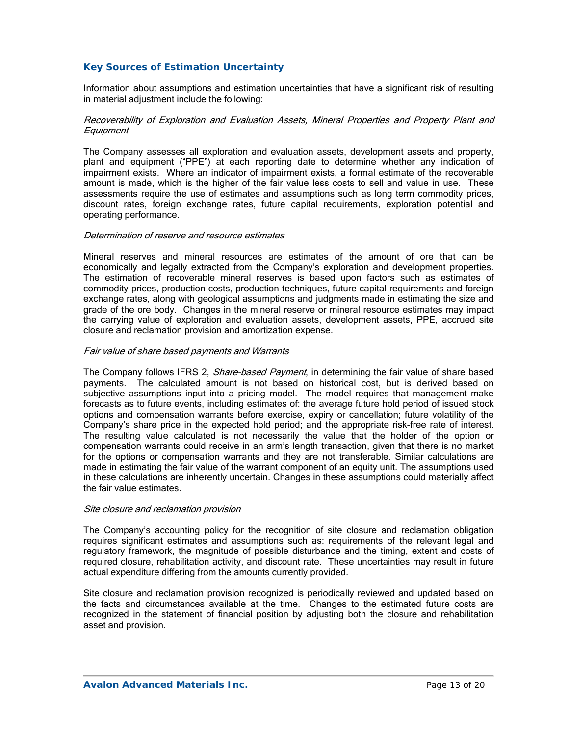## Key Sources of Estimation Uncertainty

Information about assumptions and estimation uncertainties that have a significant risk of resulting in material adjustment include the following:

*Recoverability of Exploration and Evaluation Assets, Mineral Properties and Property Plant and Equipment*

The Company assesses all exploration and evaluation assets, development assets and property, plant and equipment ("PPE") at each reporting date to determine whether any indication of impairment exists. Where an indicator of impairment exists, a formal estimate of the recoverable amount is made, which is the higher of the fair value less costs to sell and value in use. These assessments require the use of estimates and assumptions such as long term commodity prices, discount rates, foreign exchange rates, future capital requirements, exploration potential and operating performance.

*Determination of reserve and resource estimates*

Mineral reserves and mineral resources are estimates of the amount of ore that can be economically and legally extracted from the Company's exploration and development properties. The estimation of recoverable mineral reserves is based upon factors such as estimates of commodity prices, production costs, production techniques, future capital requirements and foreign exchange rates, along with geological assumptions and judgments made in estimating the size and grade of the ore body. Changes in the mineral reserve or mineral resource estimates may impact the carrying value of exploration and evaluation assets, development assets, PPE, accrued site closure and reclamation provision and amortization expense.

*Fair value of share based payments and Warrants*

The Company follows IFRS 2, *Share-based Payment*, in determining the fair value of share based payments. The calculated amount is not based on historical cost, but is derived based on subjective assumptions input into a pricing model. The model requires that management make forecasts as to future events, including estimates of: the average future hold period of issued stock options and compensation warrants before exercise, expiry or cancellation; future volatility of the Company's share price in the expected hold period; and the appropriate risk-free rate of interest. The resulting value calculated is not necessarily the value that the holder of the option or compensation warrants could receive in an arm's length transaction, given that there is no market for the options or compensation warrants and they are not transferable. Similar calculations are made in estimating the fair value of the warrant component of an equity unit. The assumptions used in these calculations are inherently uncertain. Changes in these assumptions could materially affect the fair value estimates.

*Site closure and reclamation provision*

The Company's accounting policy for the recognition of site closure and reclamation obligation requires significant estimates and assumptions such as: requirements of the relevant legal and regulatory framework, the magnitude of possible disturbance and the timing, extent and costs of required closure, rehabilitation activity, and discount rate. These uncertainties may result in future actual expenditure differing from the amounts currently provided.

Site closure and reclamation provision recognized is periodically reviewed and updated based on the facts and circumstances available at the time. Changes to the estimated future costs are recognized in the statement of financial position by adjusting both the closure and rehabilitation asset and provision.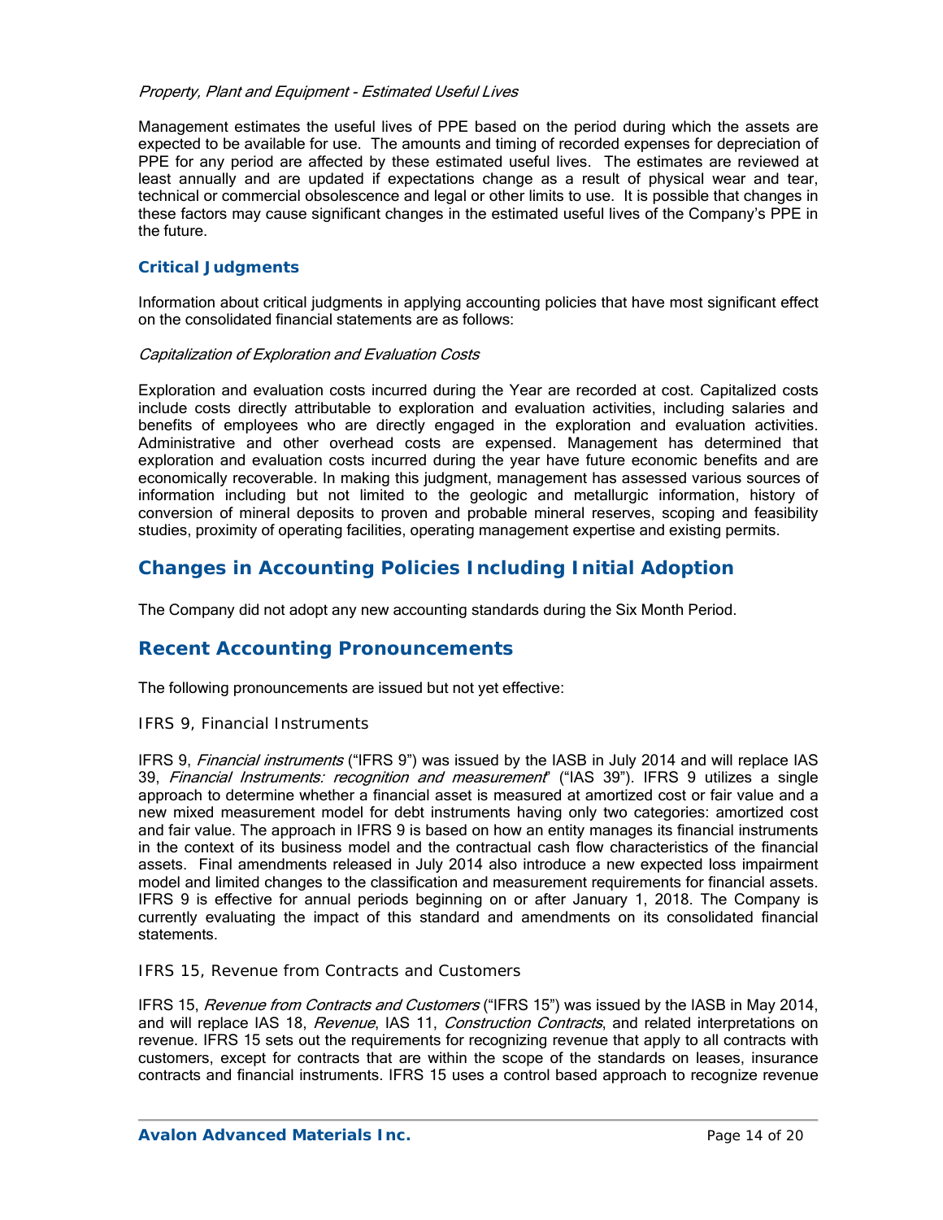*Property, Plant and Equipment - Estimated Useful Lives*

Management estimates the useful lives of PPE based on the period during which the assets are expected to be available for use. The amounts and timing of recorded expenses for depreciation of PPE for any period are affected by these estimated useful lives. The estimates are reviewed at least annually and are updated if expectations change as a result of physical wear and tear, technical or commercial obsolescence and legal or other limits to use. It is possible that changes in these factors may cause significant changes in the estimated useful lives of the Company's PPE in the future.

### Critical Judgments

Information about critical judgments in applying accounting policies that have most significant effect on the consolidated financial statements are as follows:

*Capitalization of Exploration and Evaluation Costs*

Exploration and evaluation costs incurred during the Year are recorded at cost. Capitalized costs include costs directly attributable to exploration and evaluation activities, including salaries and benefits of employees who are directly engaged in the exploration and evaluation activities. Administrative and other overhead costs are expensed. Management has determined that exploration and evaluation costs incurred during the year have future economic benefits and are economically recoverable. In making this judgment, management has assessed various sources of information including but not limited to the geologic and metallurgic information, history of conversion of mineral deposits to proven and probable mineral reserves, scoping and feasibility studies, proximity of operating facilities, operating management expertise and existing permits.

## Changes in Accounting Policies Including Initial Adoption

The Company did not adopt any new accounting standards during the Six Month Period.

## Recent Accounting Pronouncements

The following pronouncements are issued but not yet effective:

#### IFRS 9, Financial Instruments

IFRS 9, *Financial instruments* ("IFRS 9") was issued by the IASB in July 2014 and will replace IAS 39, *Financial Instruments: recognition and measurement*" ("IAS 39"). IFRS 9 utilizes a single approach to determine whether a financial asset is measured at amortized cost or fair value and a new mixed measurement model for debt instruments having only two categories: amortized cost and fair value. The approach in IFRS 9 is based on how an entity manages its financial instruments in the context of its business model and the contractual cash flow characteristics of the financial assets. Final amendments released in July 2014 also introduce a new expected loss impairment model and limited changes to the classification and measurement requirements for financial assets. IFRS 9 is effective for annual periods beginning on or after January 1, 2018. The Company is currently evaluating the impact of this standard and amendments on its consolidated financial statements.

#### IFRS 15, Revenue from Contracts and Customers

IFRS 15, *Revenue from Contracts and Customers* ("IFRS 15") was issued by the IASB in May 2014, and will replace IAS 18, *Revenue*, IAS 11, *Construction Contracts*, and related interpretations on revenue. IFRS 15 sets out the requirements for recognizing revenue that apply to all contracts with customers, except for contracts that are within the scope of the standards on leases, insurance contracts and financial instruments. IFRS 15 uses a control based approach to recognize revenue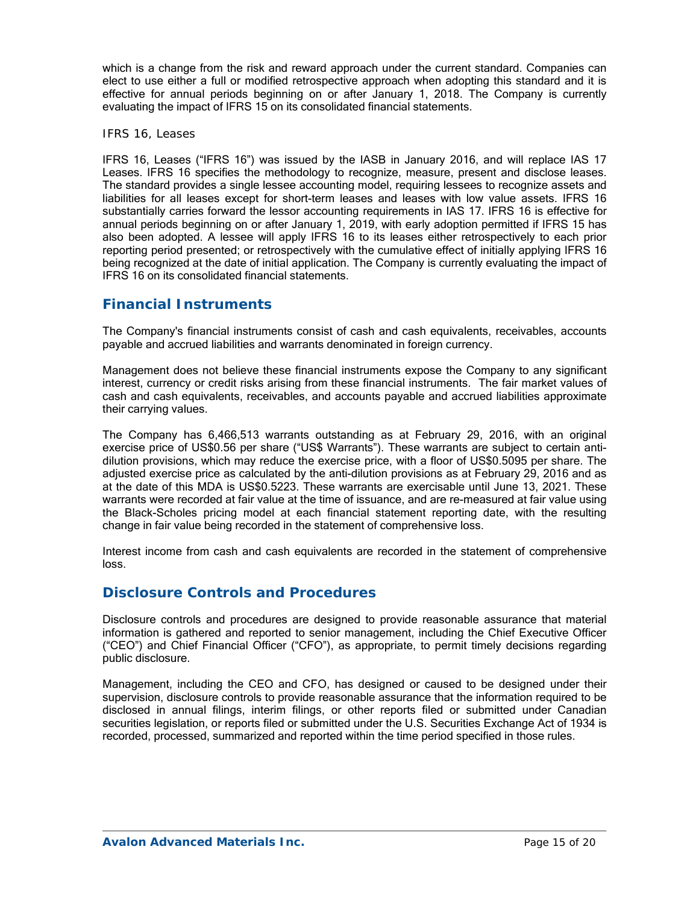which is a change from the risk and reward approach under the current standard. Companies can elect to use either a full or modified retrospective approach when adopting this standard and it is effective for annual periods beginning on or after January 1, 2018. The Company is currently evaluating the impact of IFRS 15 on its consolidated financial statements.

*IFRS 16, Leases*

IFRS 16, Leases ("IFRS 16") was issued by the IASB in January 2016, and will replace IAS 17 Leases. IFRS 16 specifies the methodology to recognize, measure, present and disclose leases. The standard provides a single lessee accounting model, requiring lessees to recognize assets and liabilities for all leases except for short-term leases and leases with low value assets. IFRS 16 substantially carries forward the lessor accounting requirements in IAS 17. IFRS 16 is effective for annual periods beginning on or after January 1, 2019, with early adoption permitted if IFRS 15 has also been adopted. A lessee will apply IFRS 16 to its leases either retrospectively to each prior reporting period presented; or retrospectively with the cumulative effect of initially applying IFRS 16 being recognized at the date of initial application. The Company is currently evaluating the impact of IFRS 16 on its consolidated financial statements.

## Financial Instruments

The Company's financial instruments consist of cash and cash equivalents, receivables, accounts payable and accrued liabilities and warrants denominated in foreign currency.

Management does not believe these financial instruments expose the Company to any significant interest, currency or credit risks arising from these financial instruments. The fair market values of cash and cash equivalents, receivables, and accounts payable and accrued liabilities approximate their carrying values.

The Company has 6,466,513 warrants outstanding as at February 29, 2016, with an original exercise price of US$0.56 per share ("US$ Warrants"). These warrants are subject to certain anti-dilution provisions, which may reduce the exercise price, with a floor of US$0.5095 per share. The adjusted exercise price as calculated by the anti-dilution provisions as at February 29, 2016 and as at the date of this MDA is US$0.5223. These warrants are exercisable until June 13, 2021. These warrants were recorded at fair value at the time of issuance, and are re-measured at fair value using the Black-Scholes pricing model at each financial statement reporting date, with the resulting change in fair value being recorded in the statement of comprehensive loss.

Interest income from cash and cash equivalents are recorded in the statement of comprehensive loss.

## Disclosure Controls and Procedures

Disclosure controls and procedures are designed to provide reasonable assurance that material information is gathered and reported to senior management, including the Chief Executive Officer ("CEO") and Chief Financial Officer ("CFO"), as appropriate, to permit timely decisions regarding public disclosure.

Management, including the CEO and CFO, has designed or caused to be designed under their supervision, disclosure controls to provide reasonable assurance that the information required to be disclosed in annual filings, interim filings, or other reports filed or submitted under Canadian securities legislation, or reports filed or submitted under the U.S. Securities Exchange Act of 1934 is recorded, processed, summarized and reported within the time period specified in those rules.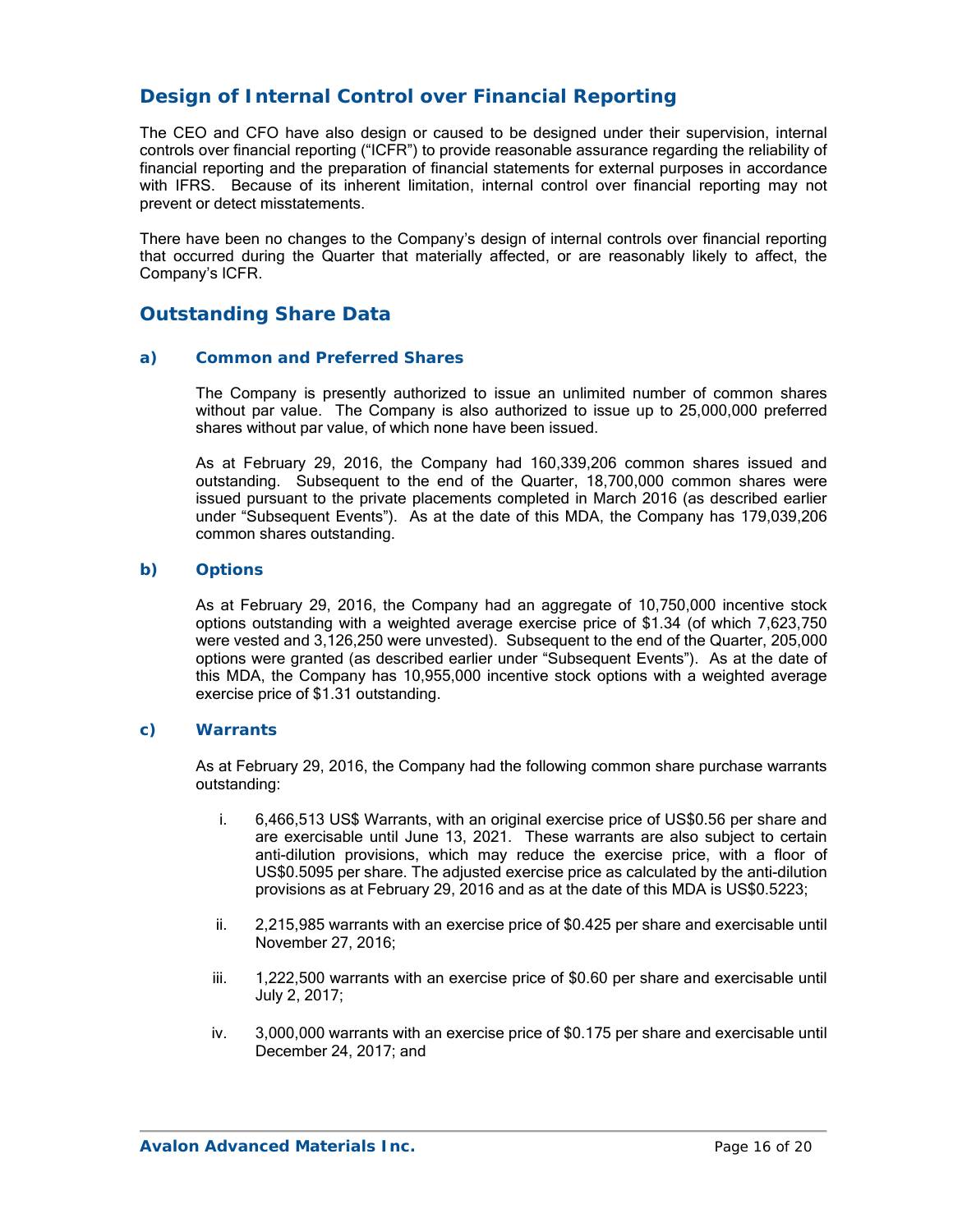## Design of Internal Control over Financial Reporting

The CEO and CFO have also design or caused to be designed under their supervision, internal controls over financial reporting ("ICFR") to provide reasonable assurance regarding the reliability of financial reporting and the preparation of financial statements for external purposes in accordance with IFRS. Because of its inherent limitation, internal control over financial reporting may not prevent or detect misstatements.

There have been no changes to the Company's design of internal controls over financial reporting that occurred during the Quarter that materially affected, or are reasonably likely to affect, the Company's ICFR.

## Outstanding Share Data

### a) Common and Preferred Shares

The Company is presently authorized to issue an unlimited number of common shares without par value. The Company is also authorized to issue up to 25,000,000 preferred shares without par value, of which none have been issued.

As at February 29, 2016, the Company had 160,339,206 common shares issued and outstanding. Subsequent to the end of the Quarter, 18,700,000 common shares were issued pursuant to the private placements completed in March 2016 (as described earlier under "Subsequent Events"). As at the date of this MDA, the Company has 179,039,206 common shares outstanding.

### b) Options

As at February 29, 2016, the Company had an aggregate of 10,750,000 incentive stock options outstanding with a weighted average exercise price of $1.34 (of which 7,623,750 were vested and 3,126,250 were unvested). Subsequent to the end of the Quarter, 205,000 options were granted (as described earlier under "Subsequent Events"). As at the date of this MDA, the Company has 10,955,000 incentive stock options with a weighted average exercise price of $1.31 outstanding.

### c) Warrants

As at February 29, 2016, the Company had the following common share purchase warrants outstanding:

i. 6,466,513 US$ Warrants, with an original exercise price of US$0.56 per share and are exercisable until June 13, 2021. These warrants are also subject to certain anti-dilution provisions, which may reduce the exercise price, with a floor of US$0.5095 per share. The adjusted exercise price as calculated by the anti-dilution provisions as at February 29, 2016 and as at the date of this MDA is US$0.5223;

ii. 2,215,985 warrants with an exercise price of $0.425 per share and exercisable until November 27, 2016;

iii. 1,222,500 warrants with an exercise price of $0.60 per share and exercisable until July 2, 2017;

iv. 3,000,000 warrants with an exercise price of $0.175 per share and exercisable until December 24, 2017; and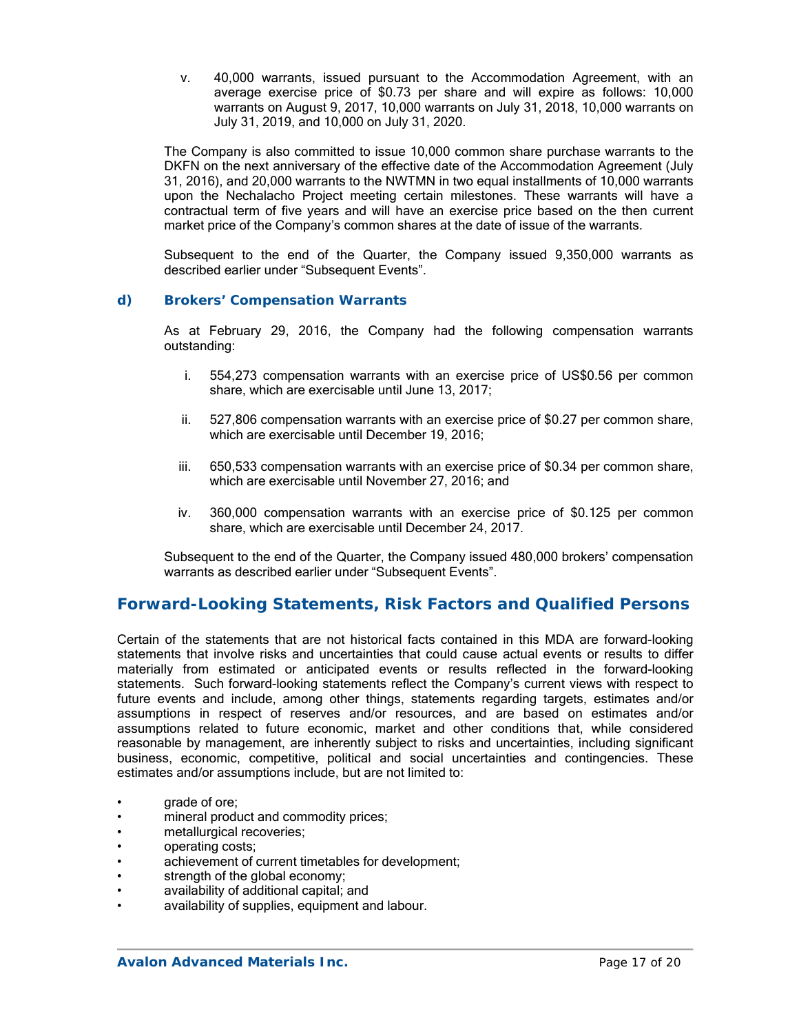v. 40,000 warrants, issued pursuant to the Accommodation Agreement, with an average exercise price of $0.73 per share and will expire as follows: 10,000 warrants on August 9, 2017, 10,000 warrants on July 31, 2018, 10,000 warrants on July 31, 2019, and 10,000 on July 31, 2020.

The Company is also committed to issue 10,000 common share purchase warrants to the DKFN on the next anniversary of the effective date of the Accommodation Agreement (July 31, 2016), and 20,000 warrants to the NWTMN in two equal installments of 10,000 warrants upon the Nechalacho Project meeting certain milestones. These warrants will have a contractual term of five years and will have an exercise price based on the then current market price of the Company's common shares at the date of issue of the warrants.

Subsequent to the end of the Quarter, the Company issued 9,350,000 warrants as described earlier under "Subsequent Events".

### d) Brokers' Compensation Warrants

As at February 29, 2016, the Company had the following compensation warrants outstanding:

i. 554,273 compensation warrants with an exercise price of US$0.56 per common share, which are exercisable until June 13, 2017;

ii. 527,806 compensation warrants with an exercise price of $0.27 per common share, which are exercisable until December 19, 2016;

iii. 650,533 compensation warrants with an exercise price of $0.34 per common share, which are exercisable until November 27, 2016; and

iv. 360,000 compensation warrants with an exercise price of $0.125 per common share, which are exercisable until December 24, 2017.

Subsequent to the end of the Quarter, the Company issued 480,000 brokers' compensation warrants as described earlier under "Subsequent Events".

## Forward-Looking Statements, Risk Factors and Qualified Persons

Certain of the statements that are not historical facts contained in this MDA are forward-looking statements that involve risks and uncertainties that could cause actual events or results to differ materially from estimated or anticipated events or results reflected in the forward-looking statements. Such forward-looking statements reflect the Company's current views with respect to future events and include, among other things, statements regarding targets, estimates and/or assumptions in respect of reserves and/or resources, and are based on estimates and/or assumptions related to future economic, market and other conditions that, while considered reasonable by management, are inherently subject to risks and uncertainties, including significant business, economic, competitive, political and social uncertainties and contingencies. These estimates and/or assumptions include, but are not limited to:

- grade of ore;
- mineral product and commodity prices;
- metallurgical recoveries;
- operating costs;
- achievement of current timetables for development;
- strength of the global economy;
- availability of additional capital; and
- availability of supplies, equipment and labour.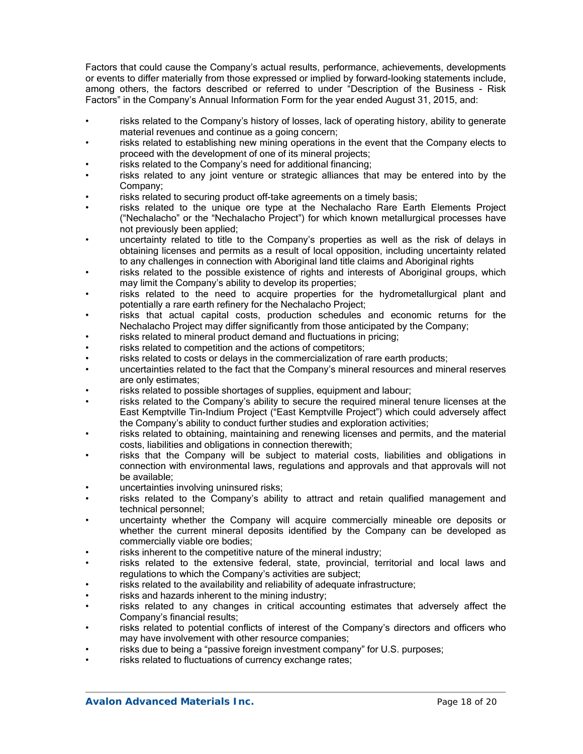Factors that could cause the Company's actual results, performance, achievements, developments or events to differ materially from those expressed or implied by forward-looking statements include, among others, the factors described or referred to under "Description of the Business - Risk Factors" in the Company's Annual Information Form for the year ended August 31, 2015, and:

- risks related to the Company's history of losses, lack of operating history, ability to generate material revenues and continue as a going concern;
- risks related to establishing new mining operations in the event that the Company elects to proceed with the development of one of its mineral projects;
- risks related to the Company's need for additional financing;
- risks related to any joint venture or strategic alliances that may be entered into by the Company;
- risks related to securing product off-take agreements on a timely basis;
- risks related to the unique ore type at the Nechalacho Rare Earth Elements Project ("Nechalacho" or the "Nechalacho Project") for which known metallurgical processes have not previously been applied;
- uncertainty related to title to the Company's properties as well as the risk of delays in obtaining licenses and permits as a result of local opposition, including uncertainty related to any challenges in connection with Aboriginal land title claims and Aboriginal rights
- risks related to the possible existence of rights and interests of Aboriginal groups, which may limit the Company's ability to develop its properties;
- risks related to the need to acquire properties for the hydrometallurgical plant and potentially a rare earth refinery for the Nechalacho Project;
- risks that actual capital costs, production schedules and economic returns for the Nechalacho Project may differ significantly from those anticipated by the Company;
- risks related to mineral product demand and fluctuations in pricing;
- risks related to competition and the actions of competitors;
- risks related to costs or delays in the commercialization of rare earth products;
- uncertainties related to the fact that the Company's mineral resources and mineral reserves are only estimates;
- risks related to possible shortages of supplies, equipment and labour;
- risks related to the Company's ability to secure the required mineral tenure licenses at the East Kemptville Tin-Indium Project ("East Kemptville Project") which could adversely affect the Company's ability to conduct further studies and exploration activities;
- risks related to obtaining, maintaining and renewing licenses and permits, and the material costs, liabilities and obligations in connection therewith;
- risks that the Company will be subject to material costs, liabilities and obligations in connection with environmental laws, regulations and approvals and that approvals will not be available;
- uncertainties involving uninsured risks;
- risks related to the Company's ability to attract and retain qualified management and technical personnel;
- uncertainty whether the Company will acquire commercially mineable ore deposits or whether the current mineral deposits identified by the Company can be developed as commercially viable ore bodies;
- risks inherent to the competitive nature of the mineral industry;
- risks related to the extensive federal, state, provincial, territorial and local laws and regulations to which the Company's activities are subject;
- risks related to the availability and reliability of adequate infrastructure;
- risks and hazards inherent to the mining industry;
- risks related to any changes in critical accounting estimates that adversely affect the Company's financial results;
- risks related to potential conflicts of interest of the Company's directors and officers who may have involvement with other resource companies;
- risks due to being a "passive foreign investment company" for U.S. purposes;
- risks related to fluctuations of currency exchange rates;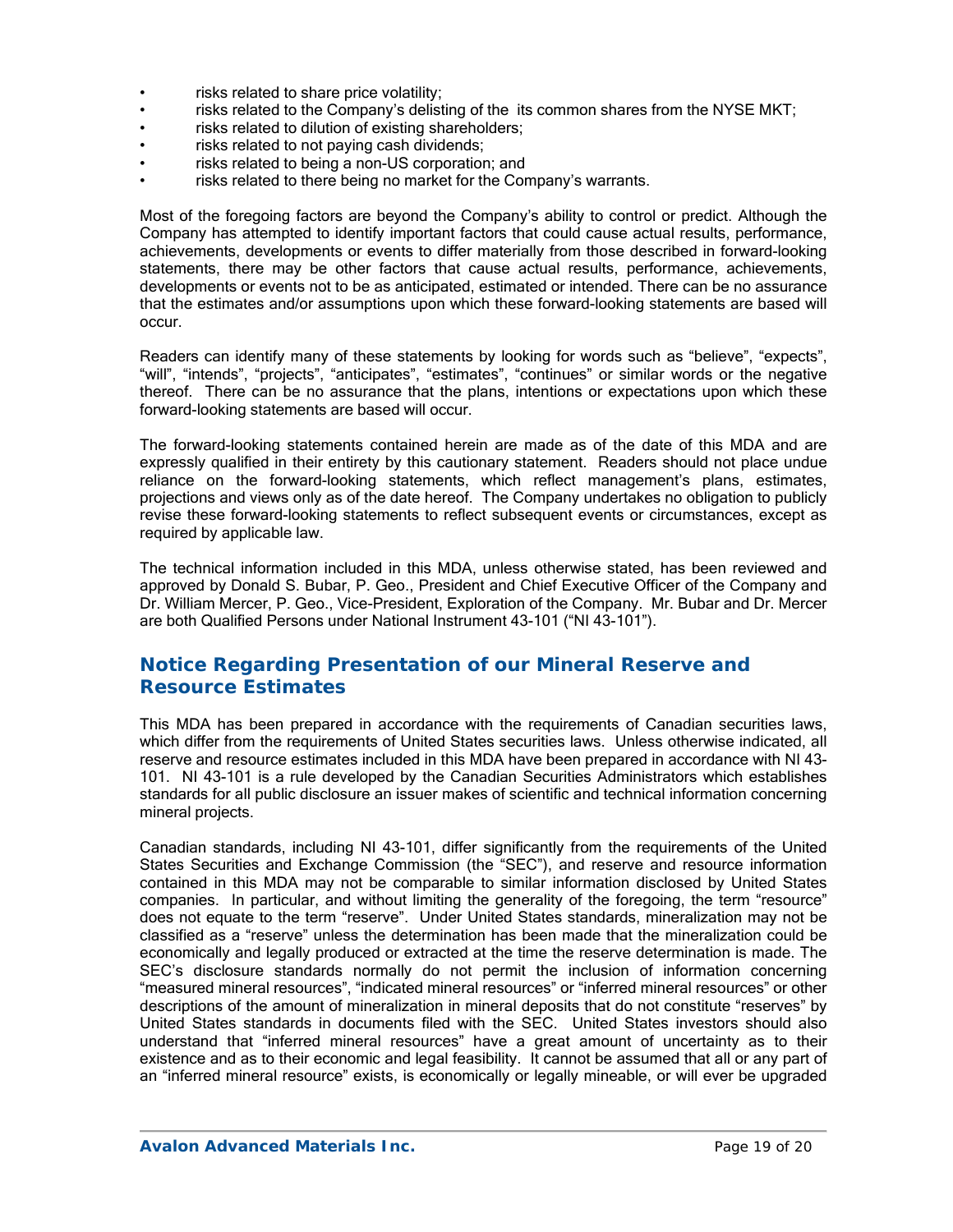- risks related to share price volatility;
- risks related to the Company's delisting of the its common shares from the NYSE MKT;
- risks related to dilution of existing shareholders;
- risks related to not paying cash dividends;
- risks related to being a non-US corporation; and
- risks related to there being no market for the Company's warrants.

Most of the foregoing factors are beyond the Company's ability to control or predict. Although the Company has attempted to identify important factors that could cause actual results, performance, achievements, developments or events to differ materially from those described in forward-looking statements, there may be other factors that cause actual results, performance, achievements, developments or events not to be as anticipated, estimated or intended. There can be no assurance that the estimates and/or assumptions upon which these forward-looking statements are based will occur.

Readers can identify many of these statements by looking for words such as "believe", "expects", "will", "intends", "projects", "anticipates", "estimates", "continues" or similar words or the negative thereof. There can be no assurance that the plans, intentions or expectations upon which these forward-looking statements are based will occur.

The forward-looking statements contained herein are made as of the date of this MDA and are expressly qualified in their entirety by this cautionary statement. Readers should not place undue reliance on the forward-looking statements, which reflect management's plans, estimates, projections and views only as of the date hereof. The Company undertakes no obligation to publicly revise these forward-looking statements to reflect subsequent events or circumstances, except as required by applicable law.

The technical information included in this MDA, unless otherwise stated, has been reviewed and approved by Donald S. Bubar, P. Geo., President and Chief Executive Officer of the Company and Dr. William Mercer, P. Geo., Vice-President, Exploration of the Company. Mr. Bubar and Dr. Mercer are both Qualified Persons under National Instrument 43-101 ("NI 43-101").

## Notice Regarding Presentation of our Mineral Reserve and Resource Estimates

This MDA has been prepared in accordance with the requirements of Canadian securities laws, which differ from the requirements of United States securities laws. Unless otherwise indicated, all reserve and resource estimates included in this MDA have been prepared in accordance with NI 43-101. NI 43-101 is a rule developed by the Canadian Securities Administrators which establishes standards for all public disclosure an issuer makes of scientific and technical information concerning mineral projects.

Canadian standards, including NI 43-101, differ significantly from the requirements of the United States Securities and Exchange Commission (the "SEC"), and reserve and resource information contained in this MDA may not be comparable to similar information disclosed by United States companies. In particular, and without limiting the generality of the foregoing, the term "resource" does not equate to the term "reserve". Under United States standards, mineralization may not be classified as a "reserve" unless the determination has been made that the mineralization could be economically and legally produced or extracted at the time the reserve determination is made. The SEC's disclosure standards normally do not permit the inclusion of information concerning "measured mineral resources", "indicated mineral resources" or "inferred mineral resources" or other descriptions of the amount of mineralization in mineral deposits that do not constitute "reserves" by United States standards in documents filed with the SEC. United States investors should also understand that "inferred mineral resources" have a great amount of uncertainty as to their existence and as to their economic and legal feasibility. It cannot be assumed that all or any part of an "inferred mineral resource" exists, is economically or legally mineable, or will ever be upgraded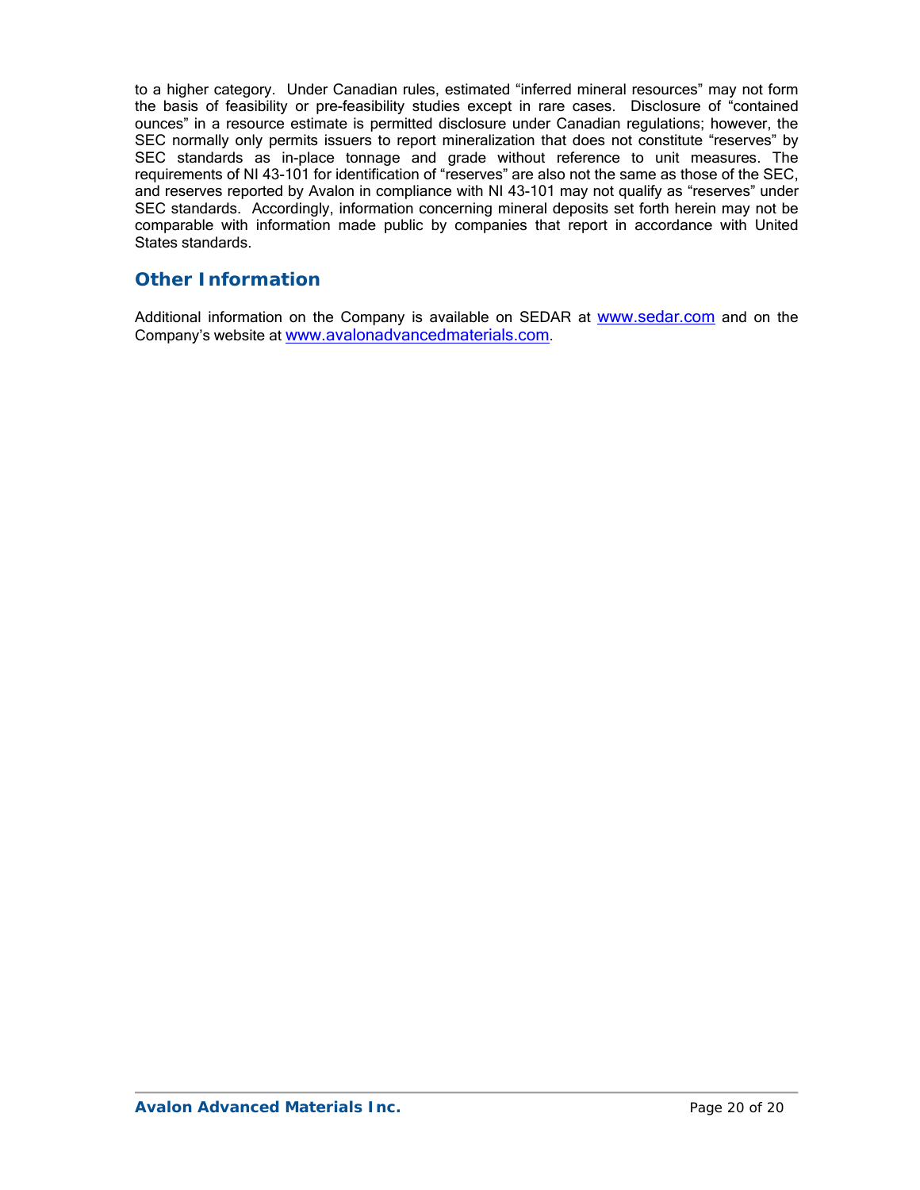to a higher category. Under Canadian rules, estimated "inferred mineral resources" may not form the basis of feasibility or pre-feasibility studies except in rare cases. Disclosure of "contained ounces" in a resource estimate is permitted disclosure under Canadian regulations; however, the SEC normally only permits issuers to report mineralization that does not constitute "reserves" by SEC standards as in-place tonnage and grade without reference to unit measures. The requirements of NI 43-101 for identification of "reserves" are also not the same as those of the SEC, and reserves reported by Avalon in compliance with NI 43-101 may not qualify as "reserves" under SEC standards. Accordingly, information concerning mineral deposits set forth herein may not be comparable with information made public by companies that report in accordance with United States standards.

## Other Information

Additional information on the Company is available on SEDAR at www.sedar.com and on the Company's website at www.avalonadvancedmaterials.com.